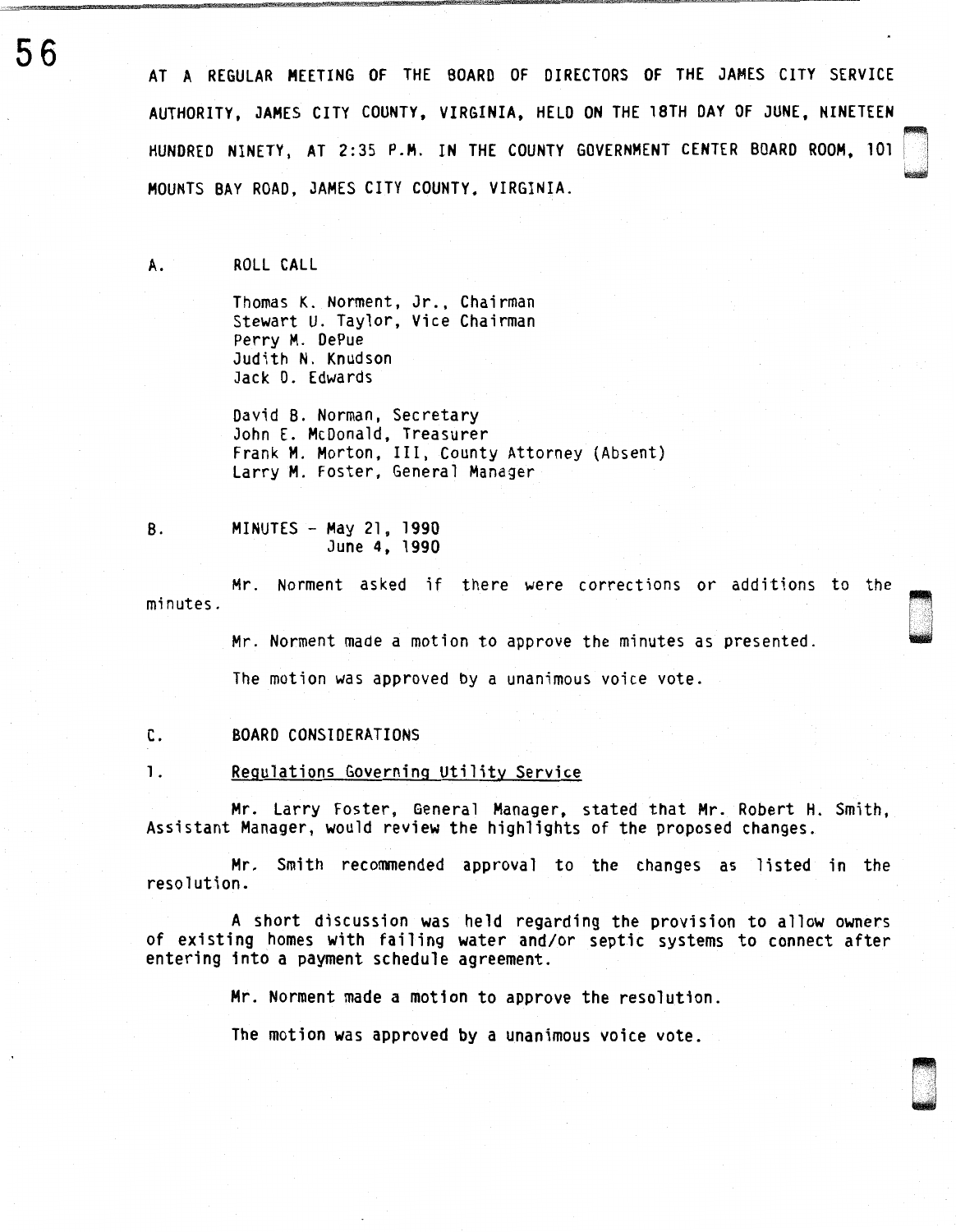AT A REGULAR MEETING OF THE BOARD OF DIRECTORS OF THE JAMES CITY SERVICE AUTHORITY, JAMES CITY COUNTY, VIRGINIA, HELD ON THE 18TH DAY OF JUNE, NINETEEN HUNDRED NINETY, AT 2:35 P.M. IN THE COUNTY GOVERNMENT CENTER BOARD ROOM, 101 MOUNTS BAY ROAD, JAMES CITY COUNTY, VIRGINIA.

A. ROLL CALL

Thomas K. Norment, Jr., Chairman
Stewart U. Taylor, Vice Chairman
Perry M. DePue
Judith N. Knudson
Jack D. Edwards

David B. Norman, Secretary
John E. McDonald, Treasurer
Frank M. Morton, III, County Attorney (Absent)
Larry M. Foster, General Manager

B. MINUTES - May 21, 1990
June 4, 1990

Mr. Norment asked if there were corrections or additions to the minutes.

Mr. Norment made a motion to approve the minutes as presented.

The motion was approved by a unanimous voice vote.

C. BOARD CONSIDERATIONS

1. Regulations Governing Utility Service

Mr. Larry Foster, General Manager, stated that Mr. Robert H. Smith, Assistant Manager, would review the highlights of the proposed changes.

Mr. Smith recommended approval to the changes as listed in the resolution.

A short discussion was held regarding the provision to allow owners of existing homes with failing water and/or septic systems to connect after entering into a payment schedule agreement.

Mr. Norment made a motion to approve the resolution.

The motion was approved by a unanimous voice vote.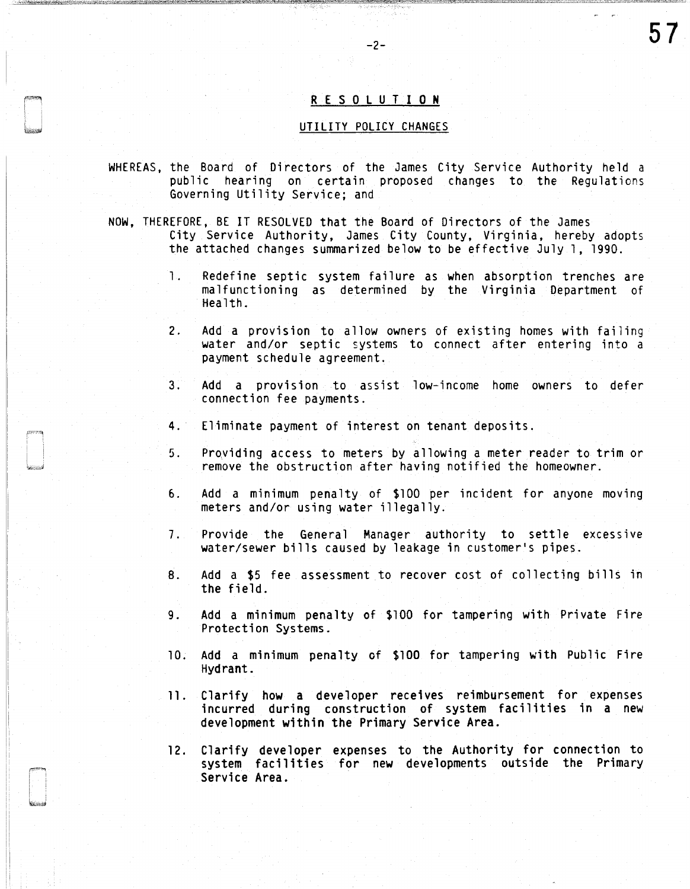## RESOLUTION

### UTILITY POLICY CHANGES

WHEREAS, the Board of Directors of the James City Service Authority held a public hearing on certain proposed changes to the Regulations Governing Utility Service; and

NOW, THEREFORE, BE IT RESOLVED that the Board of Directors of the James City Service Authority, James City County, Virginia, hereby adopts the attached changes summarized below to be effective July 1, 1990.

1. Redefine septic system failure as when absorption trenches are malfunctioning as determined by the Virginia Department of Health.

2. Add a provision to allow owners of existing homes with failing water and/or septic systems to connect after entering into a payment schedule agreement.

3. Add a provision to assist low-income home owners to defer connection fee payments.

4. Eliminate payment of interest on tenant deposits.

5. Providing access to meters by allowing a meter reader to trim or remove the obstruction after having notified the homeowner.

6. Add a minimum penalty of $100 per incident for anyone moving meters and/or using water illegally.

7. Provide the General Manager authority to settle excessive water/sewer bills caused by leakage in customer's pipes.

8. Add a $5 fee assessment to recover cost of collecting bills in the field.

9. Add a minimum penalty of $100 for tampering with Private Fire Protection Systems.

10. Add a minimum penalty of $100 for tampering with Public Fire Hydrant.

11. Clarify how a developer receives reimbursement for expenses incurred during construction of system facilities in a new development within the Primary Service Area.

12. Clarify developer expenses to the Authority for connection to system facilities for new developments outside the Primary Service Area.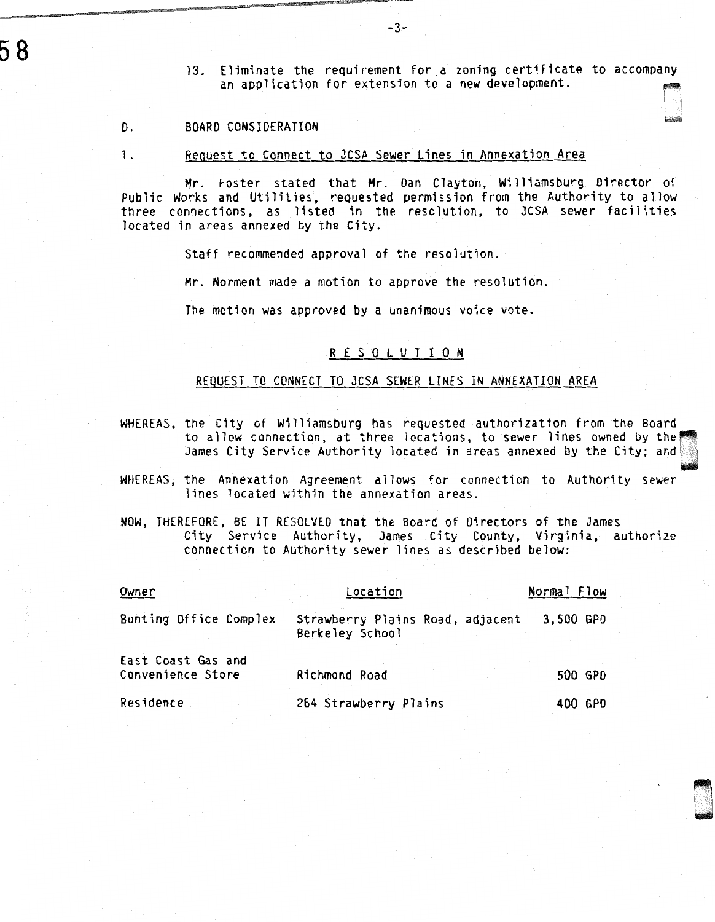13. Eliminate the requirement for a zoning certificate to accompany an application for extension to a new development.

D. BOARD CONSIDERATION

1. Request to Connect to JCSA Sewer Lines in Annexation Area

Mr. Foster stated that Mr. Dan Clayton, Williamsburg Director of Public Works and Utilities, requested permission from the Authority to allow three connections, as listed in the resolution, to JCSA sewer facilities located in areas annexed by the City.

Staff recommended approval of the resolution.

Mr. Norment made a motion to approve the resolution.

The motion was approved by a unanimous voice vote.

## R E S O L U T I O N

### REQUEST TO CONNECT TO JCSA SEWER LINES IN ANNEXATION AREA

WHEREAS, the City of Williamsburg has requested authorization from the Board to allow connection, at three locations, to sewer lines owned by the James City Service Authority located in areas annexed by the City; and

WHEREAS, the Annexation Agreement allows for connection to Authority sewer lines located within the annexation areas.

NOW, THEREFORE, BE IT RESOLVED that the Board of Directors of the James City Service Authority, James City County, Virginia, authorize connection to Authority sewer lines as described below:

| Owner | Location | Normal Flow |
|---|---|---|
| Bunting Office Complex | Strawberry Plains Road, adjacent Berkeley School | 3,500 GPD |
| East Coast Gas and Convenience Store | Richmond Road | 500 GPD |
| Residence | 264 Strawberry Plains | 400 GPD |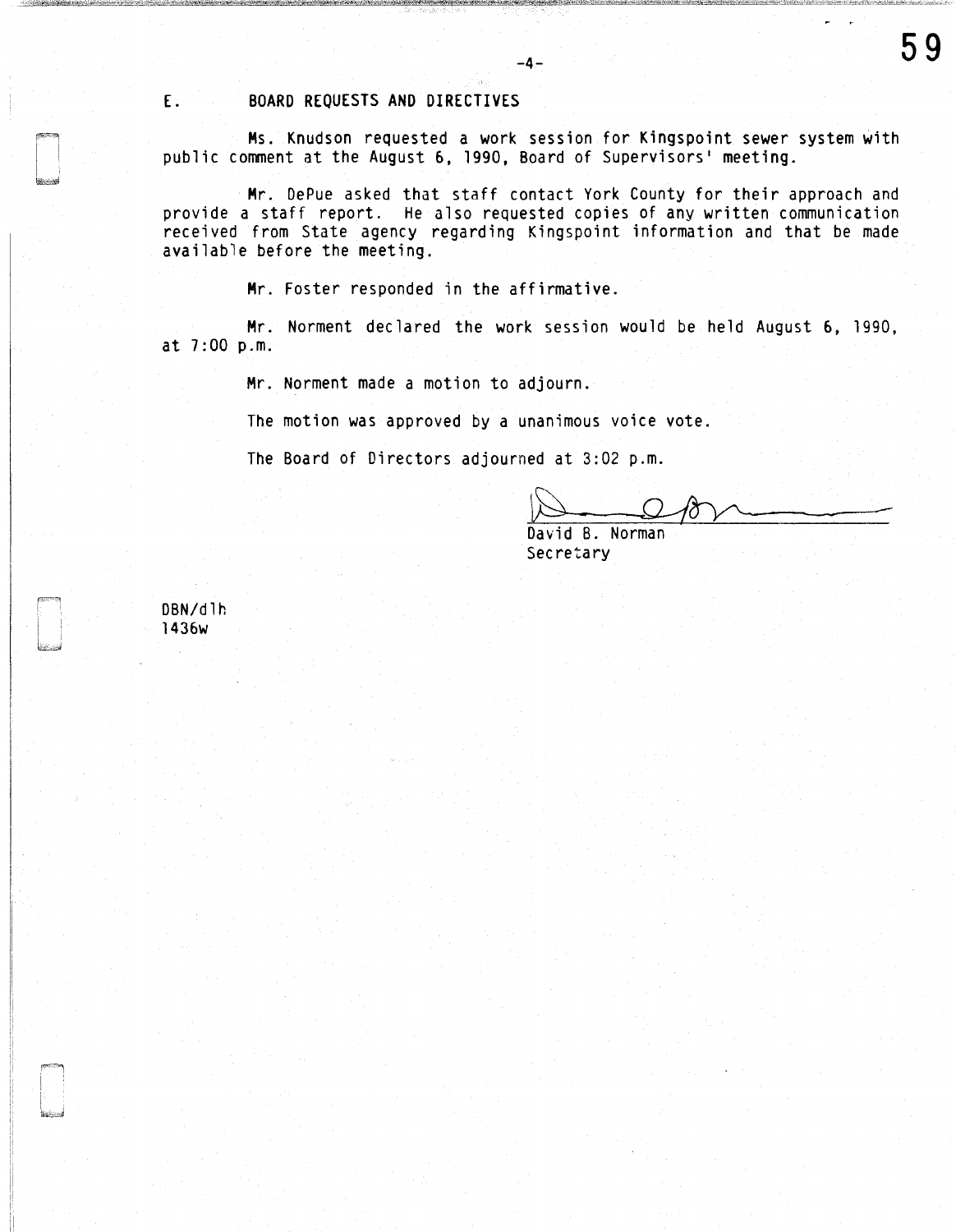## E. BOARD REQUESTS AND DIRECTIVES

Ms. Knudson requested a work session for Kingspoint sewer system with public comment at the August 6, 1990, Board of Supervisors' meeting.

Mr. DePue asked that staff contact York County for their approach and provide a staff report. He also requested copies of any written communication received from State agency regarding Kingspoint information and that be made available before the meeting.

Mr. Foster responded in the affirmative.

Mr. Norment declared the work session would be held August 6, 1990, at 7:00 p.m.

Mr. Norment made a motion to adjourn.

The motion was approved by a unanimous voice vote.

The Board of Directors adjourned at 3:02 p.m.

David B. Norman
Secretary

DBN/dlh
1436w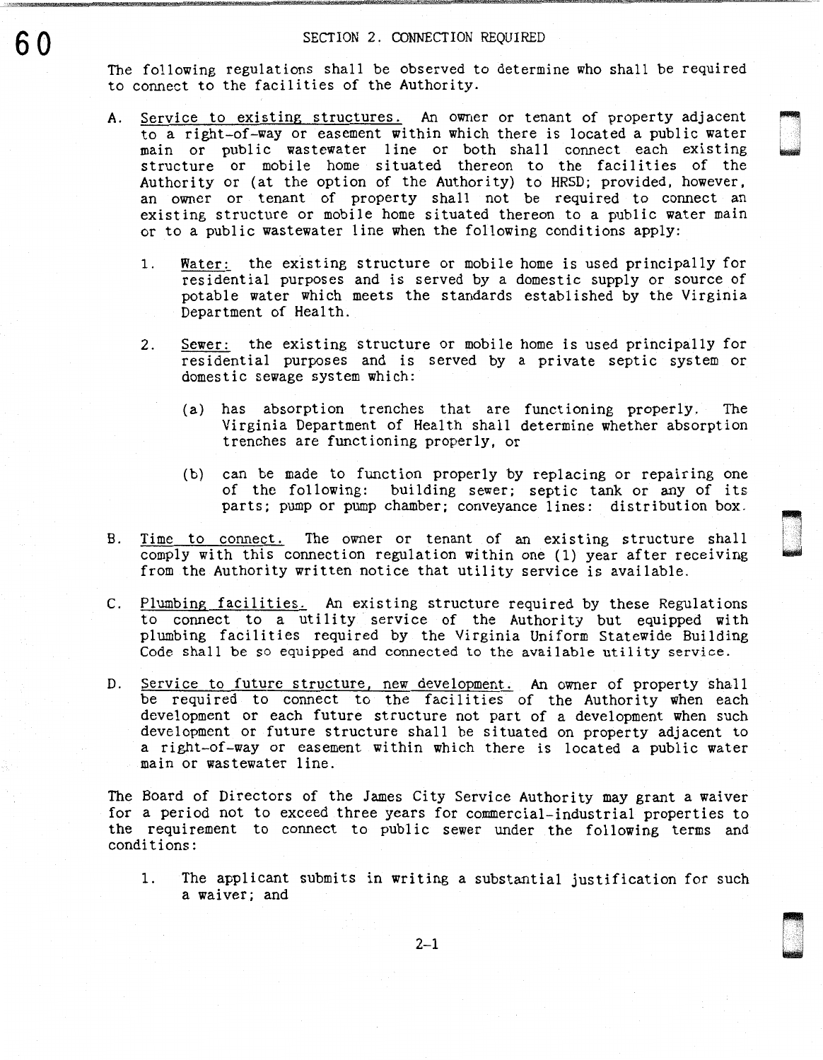## SECTION 2. CONNECTION REQUIRED

The following regulations shall be observed to determine who shall be required to connect to the facilities of the Authority.

A. Service to existing structures. An owner or tenant of property adjacent to a right-of-way or easement within which there is located a public water main or public wastewater line or both shall connect each existing structure or mobile home situated thereon to the facilities of the Authority or (at the option of the Authority) to HRSD; provided, however, an owner or tenant of property shall not be required to connect an existing structure or mobile home situated thereon to a public water main or to a public wastewater line when the following conditions apply:

   1. Water: the existing structure or mobile home is used principally for residential purposes and is served by a domestic supply or source of potable water which meets the standards established by the Virginia Department of Health.

   2. Sewer: the existing structure or mobile home is used principally for residential purposes and is served by a private septic system or domestic sewage system which:

      (a) has absorption trenches that are functioning properly. The Virginia Department of Health shall determine whether absorption trenches are functioning properly, or

      (b) can be made to function properly by replacing or repairing one of the following: building sewer; septic tank or any of its parts; pump or pump chamber; conveyance lines: distribution box.

B. Time to connect. The owner or tenant of an existing structure shall comply with this connection regulation within one (1) year after receiving from the Authority written notice that utility service is available.

C. Plumbing facilities. An existing structure required by these Regulations to connect to a utility service of the Authority but equipped with plumbing facilities required by the Virginia Uniform Statewide Building Code shall be so equipped and connected to the available utility service.

D. Service to future structure, new development. An owner of property shall be required to connect to the facilities of the Authority when each development or each future structure not part of a development when such development or future structure shall be situated on property adjacent to a right-of-way or easement within which there is located a public water main or wastewater line.

The Board of Directors of the James City Service Authority may grant a waiver for a period not to exceed three years for commercial-industrial properties to the requirement to connect to public sewer under the following terms and conditions:

1. The applicant submits in writing a substantial justification for such a waiver; and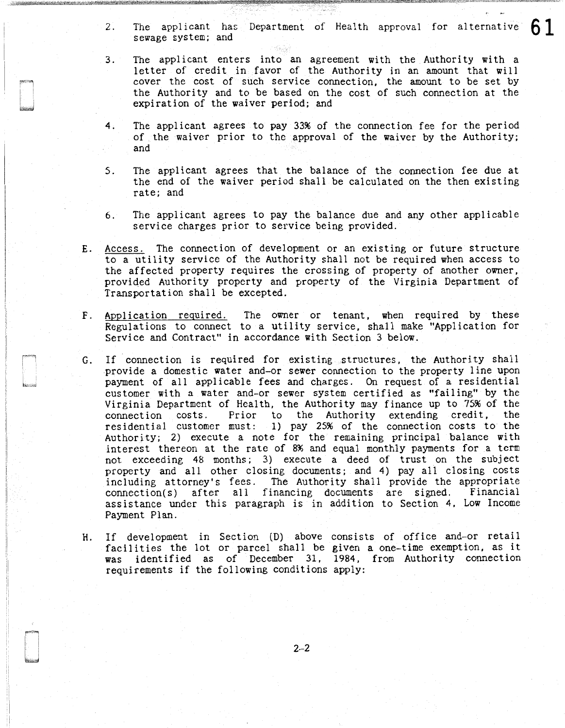2. The applicant has Department of Health approval for alternative sewage system; and

3. The applicant enters into an agreement with the Authority with a letter of credit in favor of the Authority in an amount that will cover the cost of such service connection, the amount to be set by the Authority and to be based on the cost of such connection at the expiration of the waiver period; and

4. The applicant agrees to pay 33% of the connection fee for the period of the waiver prior to the approval of the waiver by the Authority; and

5. The applicant agrees that the balance of the connection fee due at the end of the waiver period shall be calculated on the then existing rate; and

6. The applicant agrees to pay the balance due and any other applicable service charges prior to service being provided.

E. <u>Access.</u> The connection of development or an existing or future structure to a utility service of the Authority shall not be required when access to the affected property requires the crossing of property of another owner, provided Authority property and property of the Virginia Department of Transportation shall be excepted.

F. <u>Application required.</u> The owner or tenant, when required by these Regulations to connect to a utility service, shall make "Application for Service and Contract" in accordance with Section 3 below.

G. If connection is required for existing structures, the Authority shall provide a domestic water and-or sewer connection to the property line upon payment of all applicable fees and charges. On request of a residential customer with a water and-or sewer system certified as "failing" by the Virginia Department of Health, the Authority may finance up to 75% of the connection costs. Prior to the Authority extending credit, the residential customer must: 1) pay 25% of the connection costs to the Authority; 2) execute a note for the remaining principal balance with interest thereon at the rate of 8% and equal monthly payments for a term not exceeding 48 months; 3) execute a deed of trust on the subject property and all other closing documents; and 4) pay all closing costs including attorney's fees. The Authority shall provide the appropriate connection(s) after all financing documents are signed. Financial assistance under this paragraph is in addition to Section 4, Low Income Payment Plan.

H. If development in Section (D) above consists of office and-or retail facilities the lot or parcel shall be given a one-time exemption, as it was identified as of December 31, 1984, from Authority connection requirements if the following conditions apply: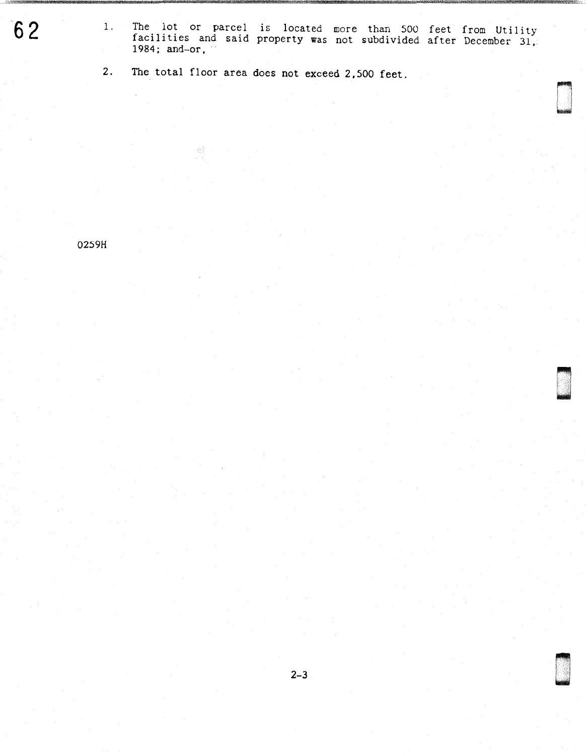1. The lot or parcel is located more than 500 feet from Utility facilities and said property was not subdivided after December 31, 1984; and-or,

2. The total floor area does not exceed 2,500 feet.

0259H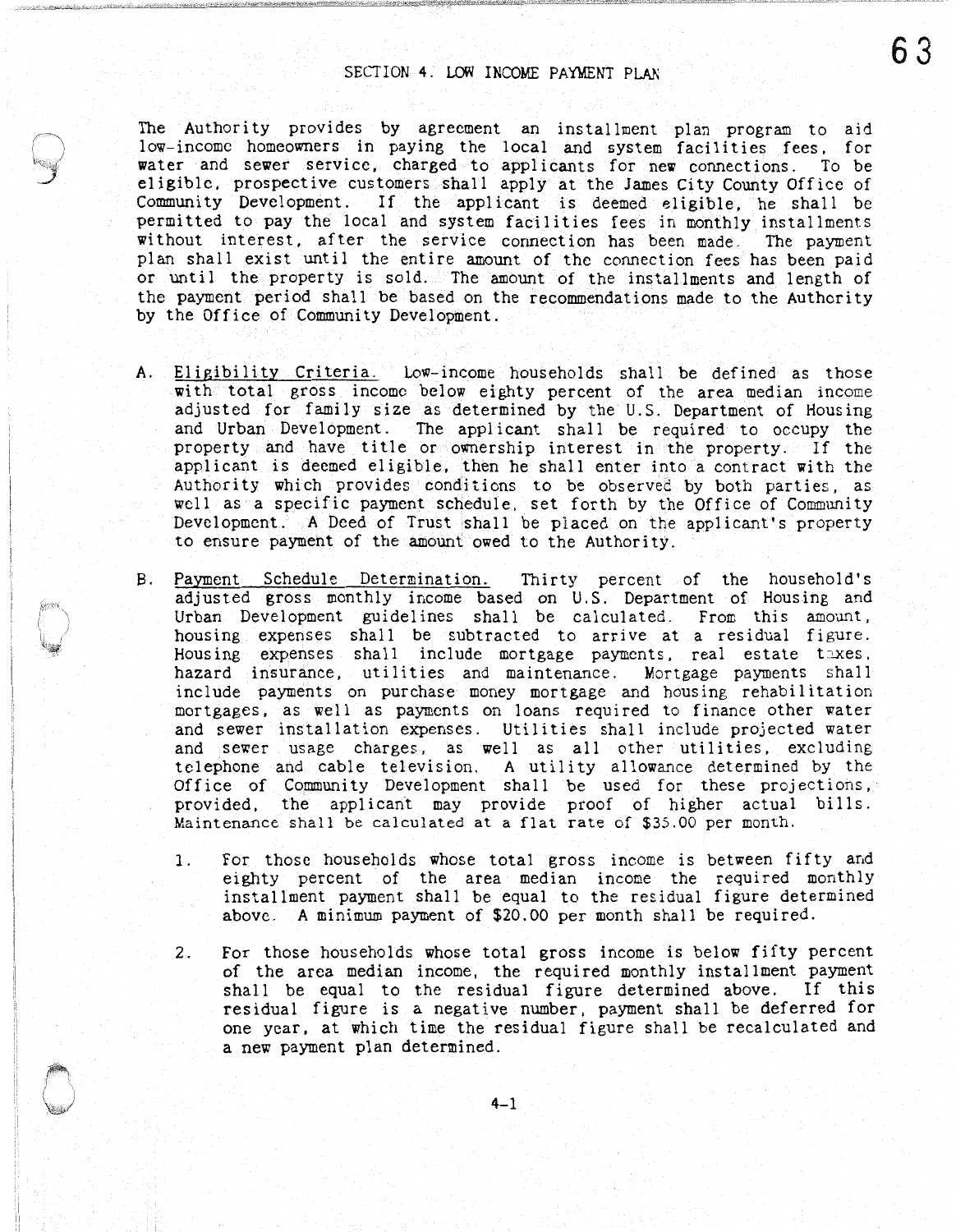# SECTION 4. LOW INCOME PAYMENT PLAN

The Authority provides by agreement an installment plan program to aid low-income homeowners in paying the local and system facilities fees, for water and sewer service, charged to applicants for new connections. To be eligible, prospective customers shall apply at the James City County Office of Community Development. If the applicant is deemed eligible, he shall be permitted to pay the local and system facilities fees in monthly installments without interest, after the service connection has been made. The payment plan shall exist until the entire amount of the connection fees has been paid or until the property is sold. The amount of the installments and length of the payment period shall be based on the recommendations made to the Authority by the Office of Community Development.

A. Eligibility Criteria. Low-income households shall be defined as those with total gross income below eighty percent of the area median income adjusted for family size as determined by the U.S. Department of Housing and Urban Development. The applicant shall be required to occupy the property and have title or ownership interest in the property. If the applicant is deemed eligible, then he shall enter into a contract with the Authority which provides conditions to be observed by both parties, as well as a specific payment schedule, set forth by the Office of Community Development. A Deed of Trust shall be placed on the applicant's property to ensure payment of the amount owed to the Authority.

B. Payment Schedule Determination. Thirty percent of the household's adjusted gross monthly income based on U.S. Department of Housing and Urban Development guidelines shall be calculated. From this amount, housing expenses shall be subtracted to arrive at a residual figure. Housing expenses shall include mortgage payments, real estate taxes, hazard insurance, utilities and maintenance. Mortgage payments shall include payments on purchase money mortgage and housing rehabilitation mortgages, as well as payments on loans required to finance other water and sewer installation expenses. Utilities shall include projected water and sewer usage charges, as well as all other utilities, excluding telephone and cable television. A utility allowance determined by the Office of Community Development shall be used for these projections, provided, the applicant may provide proof of higher actual bills. Maintenance shall be calculated at a flat rate of $35.00 per month.

   1. For those households whose total gross income is between fifty and eighty percent of the area median income the required monthly installment payment shall be equal to the residual figure determined above. A minimum payment of $20.00 per month shall be required.

   2. For those households whose total gross income is below fifty percent of the area median income, the required monthly installment payment shall be equal to the residual figure determined above. If this residual figure is a negative number, payment shall be deferred for one year, at which time the residual figure shall be recalculated and a new payment plan determined.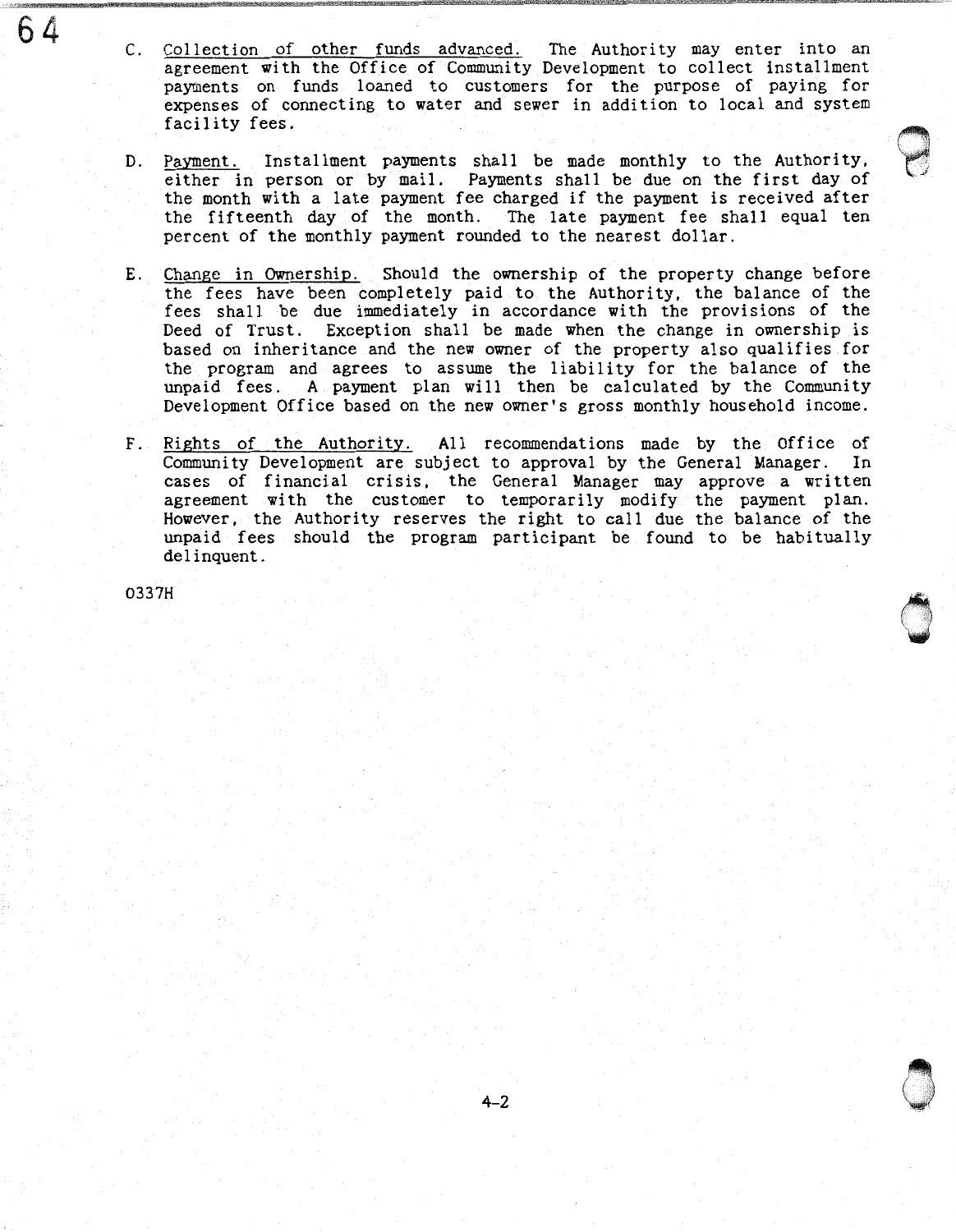C. Collection of other funds advanced. The Authority may enter into an agreement with the Office of Community Development to collect installment payments on funds loaned to customers for the purpose of paying for expenses of connecting to water and sewer in addition to local and system facility fees.

D. Payment. Installment payments shall be made monthly to the Authority, either in person or by mail. Payments shall be due on the first day of the month with a late payment fee charged if the payment is received after the fifteenth day of the month. The late payment fee shall equal ten percent of the monthly payment rounded to the nearest dollar.

E. Change in Ownership. Should the ownership of the property change before the fees have been completely paid to the Authority, the balance of the fees shall be due immediately in accordance with the provisions of the Deed of Trust. Exception shall be made when the change in ownership is based on inheritance and the new owner of the property also qualifies for the program and agrees to assume the liability for the balance of the unpaid fees. A payment plan will then be calculated by the Community Development Office based on the new owner's gross monthly household income.

F. Rights of the Authority. All recommendations made by the Office of Community Development are subject to approval by the General Manager. In cases of financial crisis, the General Manager may approve a written agreement with the customer to temporarily modify the payment plan. However, the Authority reserves the right to call due the balance of the unpaid fees should the program participant be found to be habitually delinquent.

0337H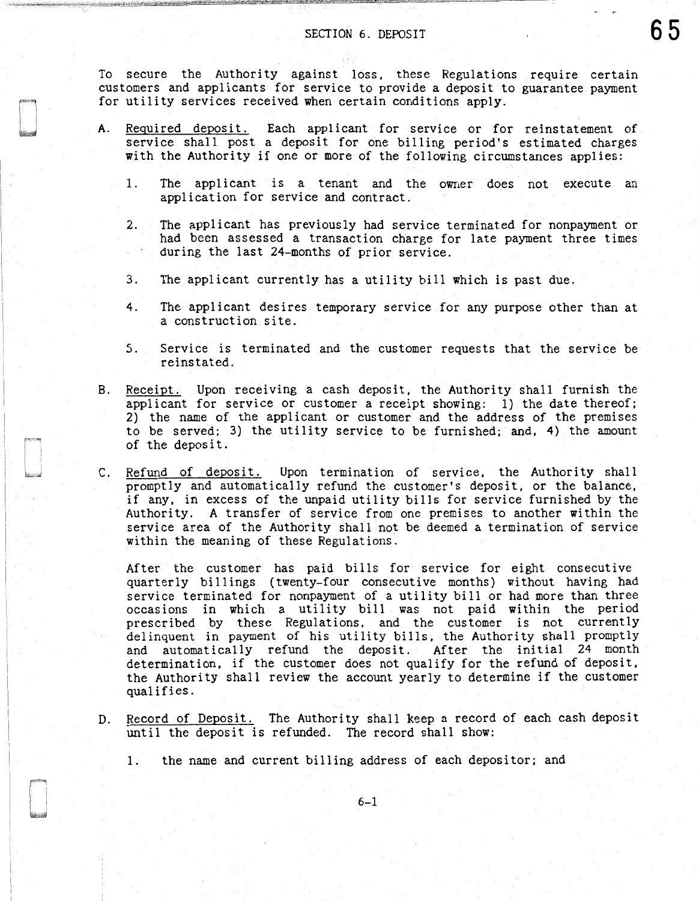# SECTION 6. DEPOSIT

To secure the Authority against loss, these Regulations require certain customers and applicants for service to provide a deposit to guarantee payment for utility services received when certain conditions apply.

A. Required deposit. Each applicant for service or for reinstatement of service shall post a deposit for one billing period's estimated charges with the Authority if one or more of the following circumstances applies:

   1. The applicant is a tenant and the owner does not execute an application for service and contract.

   2. The applicant has previously had service terminated for nonpayment or had been assessed a transaction charge for late payment three times during the last 24-months of prior service.

   3. The applicant currently has a utility bill which is past due.

   4. The applicant desires temporary service for any purpose other than at a construction site.

   5. Service is terminated and the customer requests that the service be reinstated.

B. Receipt. Upon receiving a cash deposit, the Authority shall furnish the applicant for service or customer a receipt showing: 1) the date thereof; 2) the name of the applicant or customer and the address of the premises to be served; 3) the utility service to be furnished; and, 4) the amount of the deposit.

C. Refund of deposit. Upon termination of service, the Authority shall promptly and automatically refund the customer's deposit, or the balance, if any, in excess of the unpaid utility bills for service furnished by the Authority. A transfer of service from one premises to another within the service area of the Authority shall not be deemed a termination of service within the meaning of these Regulations.

   After the customer has paid bills for service for eight consecutive quarterly billings (twenty-four consecutive months) without having had service terminated for nonpayment of a utility bill or had more than three occasions in which a utility bill was not paid within the period prescribed by these Regulations, and the customer is not currently delinquent in payment of his utility bills, the Authority shall promptly and automatically refund the deposit. After the initial 24 month determination, if the customer does not qualify for the refund of deposit, the Authority shall review the account yearly to determine if the customer qualifies.

D. Record of Deposit. The Authority shall keep a record of each cash deposit until the deposit is refunded. The record shall show:

   1. the name and current billing address of each depositor; and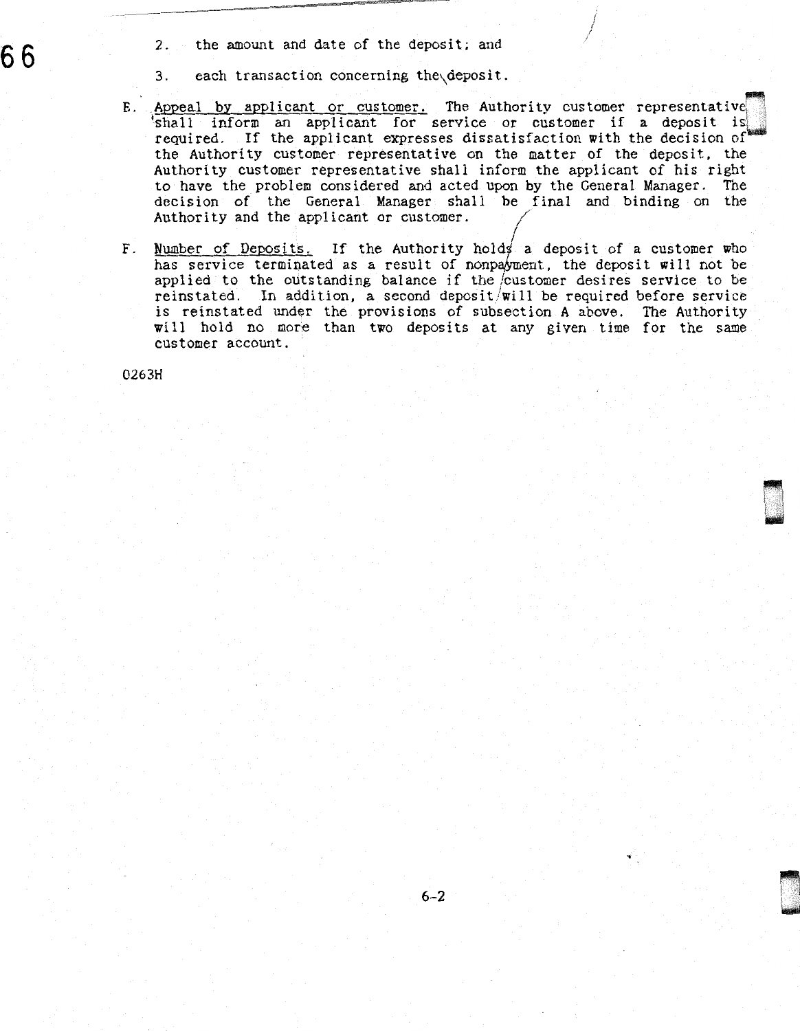2. the amount and date of the deposit; and

3. each transaction concerning the deposit.

E. Appeal by applicant or customer. The Authority customer representative shall inform an applicant for service or customer if a deposit is required. If the applicant expresses dissatisfaction with the decision of the Authority customer representative on the matter of the deposit, the Authority customer representative shall inform the applicant of his right to have the problem considered and acted upon by the General Manager. The decision of the General Manager shall be final and binding on the Authority and the applicant or customer.

F. Number of Deposits. If the Authority holds a deposit of a customer who has service terminated as a result of nonpayment, the deposit will not be applied to the outstanding balance if the customer desires service to be reinstated. In addition, a second deposit will be required before service is reinstated under the provisions of subsection A above. The Authority will hold no more than two deposits at any given time for the same customer account.

0263H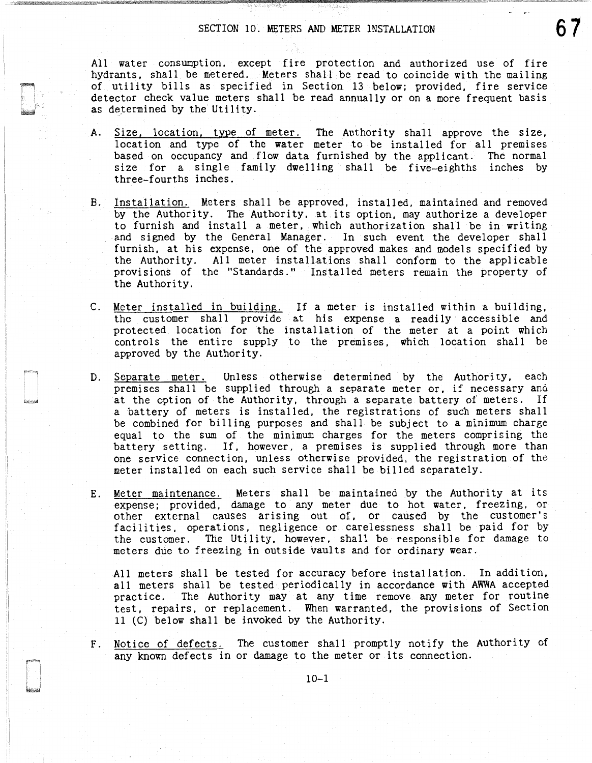# SECTION 10. METERS AND METER INSTALLATION

All water consumption, except fire protection and authorized use of fire hydrants, shall be metered. Meters shall be read to coincide with the mailing of utility bills as specified in Section 13 below; provided, fire service detector check value meters shall be read annually or on a more frequent basis as determined by the Utility.

A. Size, location, type of meter. The Authority shall approve the size, location and type of the water meter to be installed for all premises based on occupancy and flow data furnished by the applicant. The normal size for a single family dwelling shall be five-eighths inches by three-fourths inches.

B. Installation. Meters shall be approved, installed, maintained and removed by the Authority. The Authority, at its option, may authorize a developer to furnish and install a meter, which authorization shall be in writing and signed by the General Manager. In such event the developer shall furnish, at his expense, one of the approved makes and models specified by the Authority. All meter installations shall conform to the applicable provisions of the "Standards." Installed meters remain the property of the Authority.

C. Meter installed in building. If a meter is installed within a building, the customer shall provide at his expense a readily accessible and protected location for the installation of the meter at a point which controls the entire supply to the premises, which location shall be approved by the Authority.

D. Separate meter. Unless otherwise determined by the Authority, each premises shall be supplied through a separate meter or, if necessary and at the option of the Authority, through a separate battery of meters. If a battery of meters is installed, the registrations of such meters shall be combined for billing purposes and shall be subject to a minimum charge equal to the sum of the minimum charges for the meters comprising the battery setting. If, however, a premises is supplied through more than one service connection, unless otherwise provided, the registration of the meter installed on each such service shall be billed separately.

E. Meter maintenance. Meters shall be maintained by the Authority at its expense; provided, damage to any meter due to hot water, freezing, or other external causes arising out of, or caused by the customer's facilities, operations, negligence or carelessness shall be paid for by the customer. The Utility, however, shall be responsible for damage to meters due to freezing in outside vaults and for ordinary wear.

   All meters shall be tested for accuracy before installation. In addition, all meters shall be tested periodically in accordance with AWWA accepted practice. The Authority may at any time remove any meter for routine test, repairs, or replacement. When warranted, the provisions of Section 11 (C) below shall be invoked by the Authority.

F. Notice of defects. The customer shall promptly notify the Authority of any known defects in or damage to the meter or its connection.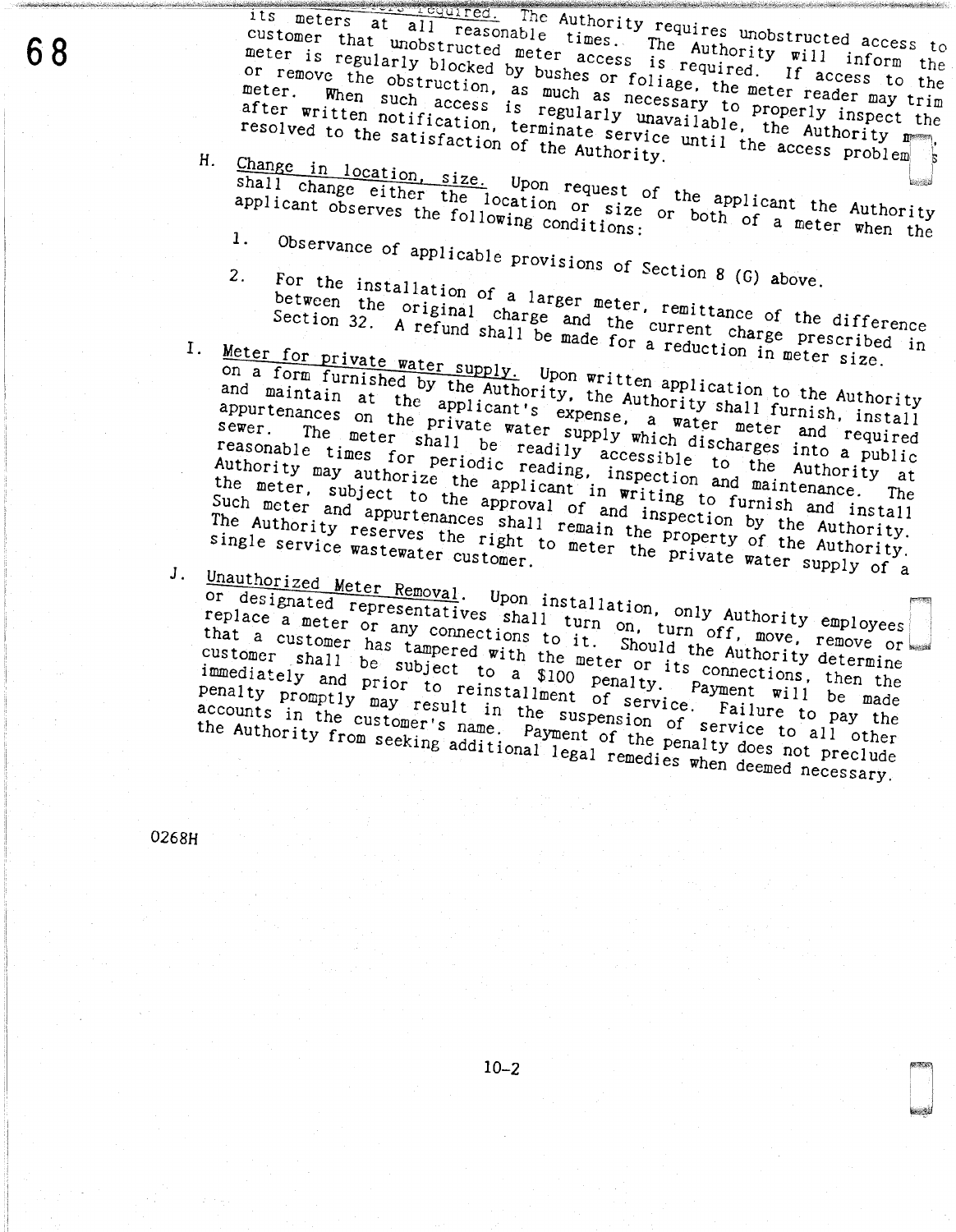its meters at all reasonable times. The Authority requires unobstructed access to customer that unobstructed meter access is required. The Authority will inform the meter is regularly blocked by bushes or foliage, the meter reader may trim or remove the obstruction, as much as necessary to properly inspect the meter. When such access is regularly unavailable, the Authority may, after written notification, terminate service until the access problem is resolved to the satisfaction of the Authority.

H. Change in location, size. Upon request of the applicant the Authority shall change either the location or size or both of a meter when the applicant observes the following conditions:

1. Observance of applicable provisions of Section 8 (G) above.

2. For the installation of a larger meter, remittance of the difference between the original charge and the current charge prescribed in Section 32. A refund shall be made for a reduction in meter size.

I. Meter for private water supply. Upon written application to the Authority on a form furnished by the Authority, the Authority shall furnish, install and maintain at the applicant's expense, a water meter and required appurtenances on the private water supply which discharges into a public sewer. The meter shall be readily accessible to the Authority at reasonable times for periodic reading, inspection and maintenance. The Authority may authorize the applicant in writing to furnish and install the meter, subject to the approval of and inspection by the Authority. Such meter and appurtenances shall remain the property of the Authority. The Authority reserves the right to meter the private water supply of a single service wastewater customer.

J. Unauthorized Meter Removal. Upon installation, only Authority employees or designated representatives shall turn on, turn off, move, remove or replace a meter or any connections to it. Should the Authority determine that a customer has tampered with the meter or its connections, then the customer shall be subject to a $100 penalty. Payment will be made immediately and prior to reinstallment of service. Failure to pay the penalty promptly may result in the suspension of service to all other accounts in the customer's name. Payment of the penalty does not preclude the Authority from seeking additional legal remedies when deemed necessary.

0268H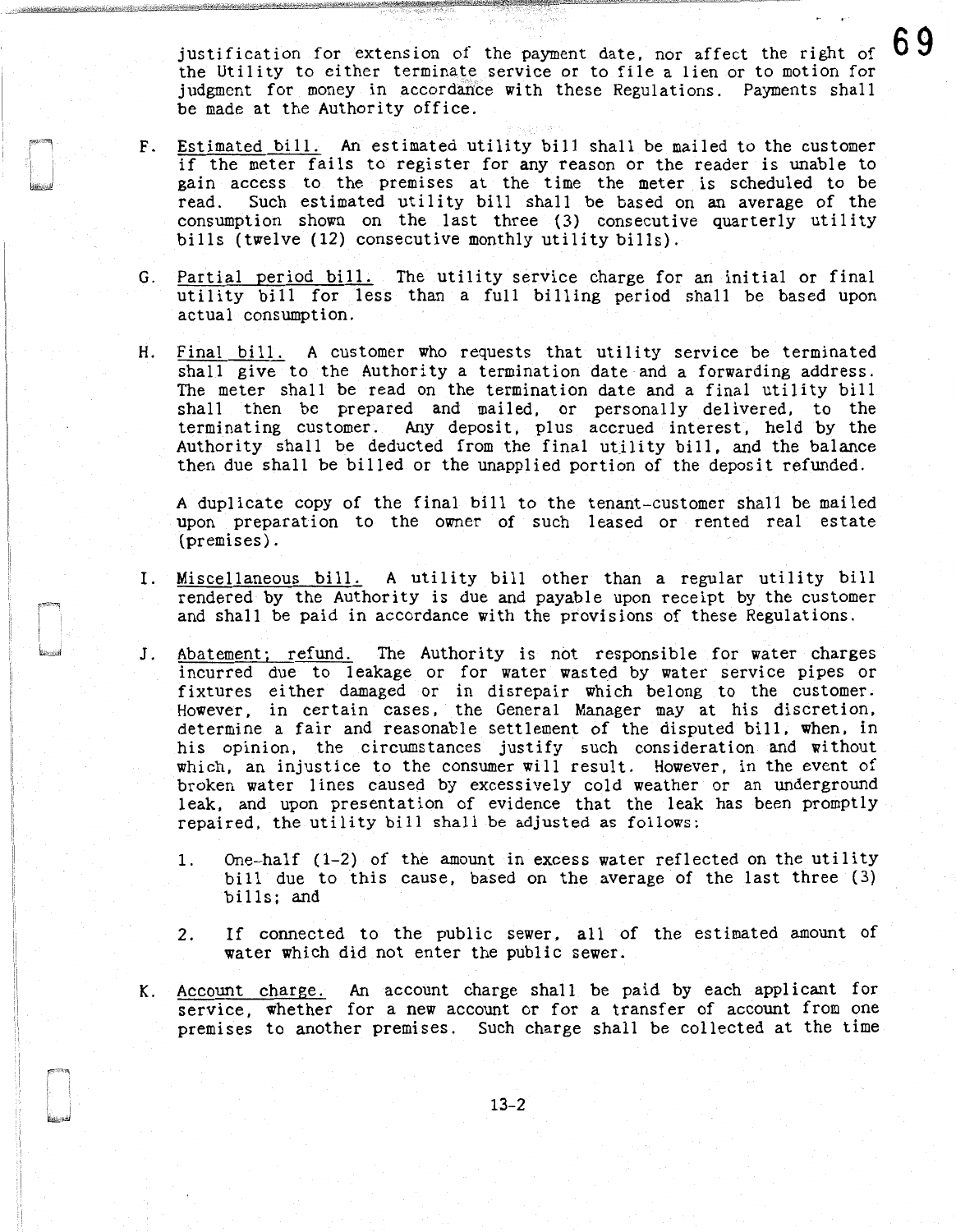justification for extension of the payment date, nor affect the right of the Utility to either terminate service or to file a lien or to motion for judgment for money in accordance with these Regulations. Payments shall be made at the Authority office.

F. Estimated bill. An estimated utility bill shall be mailed to the customer if the meter fails to register for any reason or the reader is unable to gain access to the premises at the time the meter is scheduled to be read. Such estimated utility bill shall be based on an average of the consumption shown on the last three (3) consecutive quarterly utility bills (twelve (12) consecutive monthly utility bills).

G. Partial period bill. The utility service charge for an initial or final utility bill for less than a full billing period shall be based upon actual consumption.

H. Final bill. A customer who requests that utility service be terminated shall give to the Authority a termination date and a forwarding address. The meter shall be read on the termination date and a final utility bill shall then be prepared and mailed, or personally delivered, to the terminating customer. Any deposit, plus accrued interest, held by the Authority shall be deducted from the final utility bill, and the balance then due shall be billed or the unapplied portion of the deposit refunded.

   A duplicate copy of the final bill to the tenant-customer shall be mailed upon preparation to the owner of such leased or rented real estate (premises).

I. Miscellaneous bill. A utility bill other than a regular utility bill rendered by the Authority is due and payable upon receipt by the customer and shall be paid in accordance with the provisions of these Regulations.

J. Abatement; refund. The Authority is not responsible for water charges incurred due to leakage or for water wasted by water service pipes or fixtures either damaged or in disrepair which belong to the customer. However, in certain cases, the General Manager may at his discretion, determine a fair and reasonable settlement of the disputed bill, when, in his opinion, the circumstances justify such consideration and without which, an injustice to the consumer will result. However, in the event of broken water lines caused by excessively cold weather or an underground leak, and upon presentation of evidence that the leak has been promptly repaired, the utility bill shall be adjusted as follows:

   1. One-half (1-2) of the amount in excess water reflected on the utility bill due to this cause, based on the average of the last three (3) bills; and

   2. If connected to the public sewer, all of the estimated amount of water which did not enter the public sewer.

K. Account charge. An account charge shall be paid by each applicant for service, whether for a new account or for a transfer of account from one premises to another premises. Such charge shall be collected at the time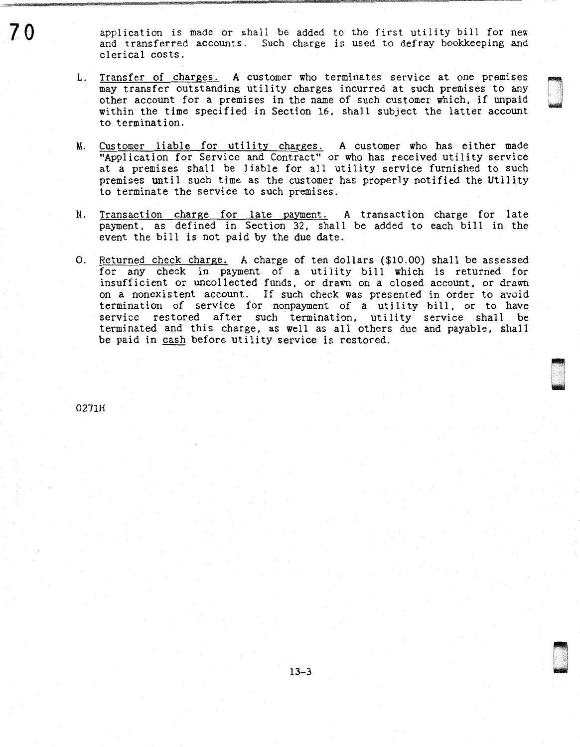application is made or shall be added to the first utility bill for new and transferred accounts. Such charge is used to defray bookkeeping and clerical costs.

L. Transfer of charges. A customer who terminates service at one premises may transfer outstanding utility charges incurred at such premises to any other account for a premises in the name of such customer which, if unpaid within the time specified in Section 16, shall subject the latter account to termination.

M. Customer liable for utility charges. A customer who has either made "Application for Service and Contract" or who has received utility service at a premises shall be liable for all utility service furnished to such premises until such time as the customer has properly notified the Utility to terminate the service to such premises.

N. Transaction charge for late payment. A transaction charge for late payment, as defined in Section 32, shall be added to each bill in the event the bill is not paid by the due date.

O. Returned check charge. A charge of ten dollars ($10.00) shall be assessed for any check in payment of a utility bill which is returned for insufficient or uncollected funds, or drawn on a closed account, or drawn on a nonexistent account. If such check was presented in order to avoid termination of service for nonpayment of a utility bill, or to have service restored after such termination, utility service shall be terminated and this charge, as well as all others due and payable, shall be paid in cash before utility service is restored.

0271H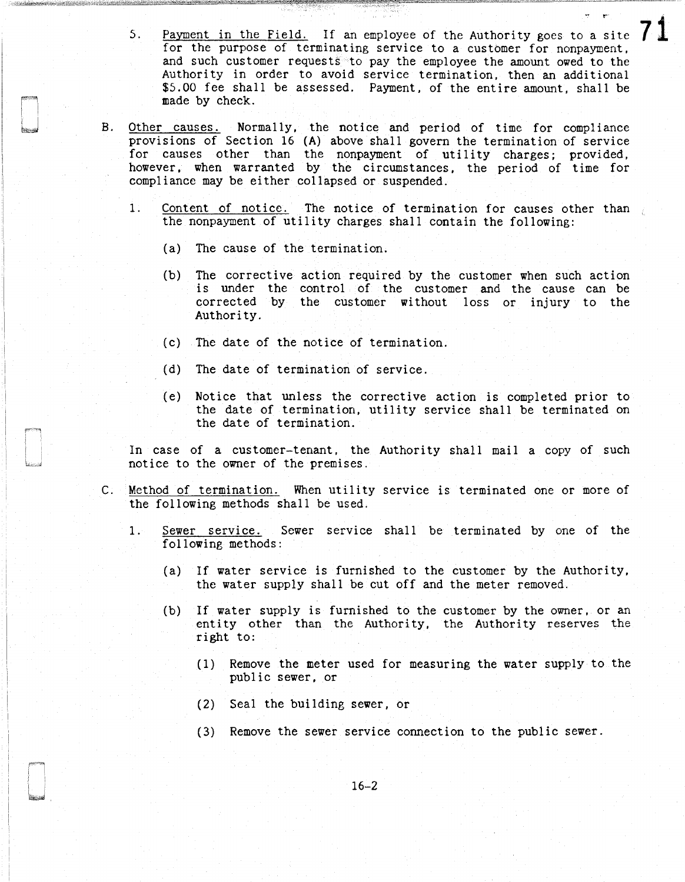5. Payment in the Field. If an employee of the Authority goes to a site for the purpose of terminating service to a customer for nonpayment, and such customer requests to pay the employee the amount owed to the Authority in order to avoid service termination, then an additional $5.00 fee shall be assessed. Payment, of the entire amount, shall be made by check.

B. Other causes. Normally, the notice and period of time for compliance provisions of Section 16 (A) above shall govern the termination of service for causes other than the nonpayment of utility charges; provided, however, when warranted by the circumstances, the period of time for compliance may be either collapsed or suspended.

1. Content of notice. The notice of termination for causes other than the nonpayment of utility charges shall contain the following:

   (a) The cause of the termination.

   (b) The corrective action required by the customer when such action is under the control of the customer and the cause can be corrected by the customer without loss or injury to the Authority.

   (c) The date of the notice of termination.

   (d) The date of termination of service.

   (e) Notice that unless the corrective action is completed prior to the date of termination, utility service shall be terminated on the date of termination.

In case of a customer-tenant, the Authority shall mail a copy of such notice to the owner of the premises.

C. Method of termination. When utility service is terminated one or more of the following methods shall be used.

1. Sewer service. Sewer service shall be terminated by one of the following methods:

   (a) If water service is furnished to the customer by the Authority, the water supply shall be cut off and the meter removed.

   (b) If water supply is furnished to the customer by the owner, or an entity other than the Authority, the Authority reserves the right to:

      (1) Remove the meter used for measuring the water supply to the public sewer, or

      (2) Seal the building sewer, or

      (3) Remove the sewer service connection to the public sewer.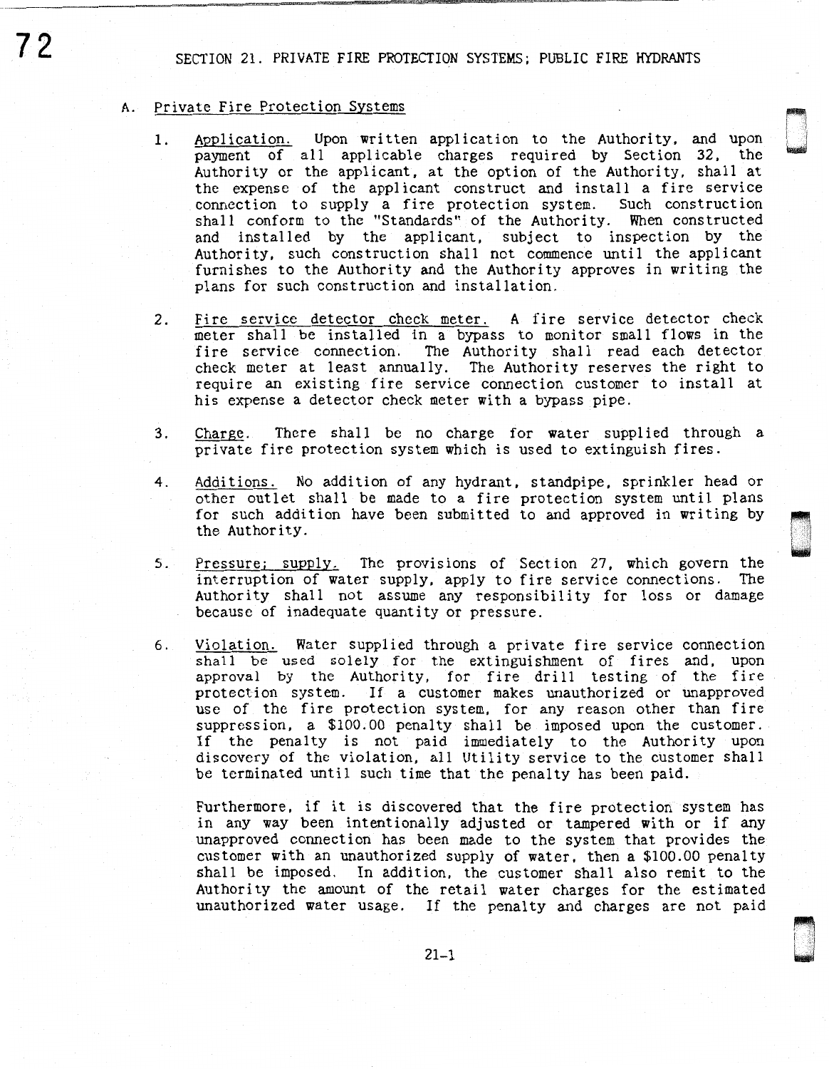## SECTION 21. PRIVATE FIRE PROTECTION SYSTEMS; PUBLIC FIRE HYDRANTS

### A. Private Fire Protection Systems

1. Application. Upon written application to the Authority, and upon payment of all applicable charges required by Section 32, the Authority or the applicant, at the option of the Authority, shall at the expense of the applicant construct and install a fire service connection to supply a fire protection system. Such construction shall conform to the "Standards" of the Authority. When constructed and installed by the applicant, subject to inspection by the Authority, such construction shall not commence until the applicant furnishes to the Authority and the Authority approves in writing the plans for such construction and installation.

2. Fire service detector check meter. A fire service detector check meter shall be installed in a bypass to monitor small flows in the fire service connection. The Authority shall read each detector check meter at least annually. The Authority reserves the right to require an existing fire service connection customer to install at his expense a detector check meter with a bypass pipe.

3. Charge. There shall be no charge for water supplied through a private fire protection system which is used to extinguish fires.

4. Additions. No addition of any hydrant, standpipe, sprinkler head or other outlet shall be made to a fire protection system until plans for such addition have been submitted to and approved in writing by the Authority.

5. Pressure; supply. The provisions of Section 27, which govern the interruption of water supply, apply to fire service connections. The Authority shall not assume any responsibility for loss or damage because of inadequate quantity or pressure.

6. Violation. Water supplied through a private fire service connection shall be used solely for the extinguishment of fires and, upon approval by the Authority, for fire drill testing of the fire protection system. If a customer makes unauthorized or unapproved use of the fire protection system, for any reason other than fire suppression, a $100.00 penalty shall be imposed upon the customer. If the penalty is not paid immediately to the Authority upon discovery of the violation, all Utility service to the customer shall be terminated until such time that the penalty has been paid.

   Furthermore, if it is discovered that the fire protection system has in any way been intentionally adjusted or tampered with or if any unapproved connection has been made to the system that provides the customer with an unauthorized supply of water, then a $100.00 penalty shall be imposed. In addition, the customer shall also remit to the Authority the amount of the retail water charges for the estimated unauthorized water usage. If the penalty and charges are not paid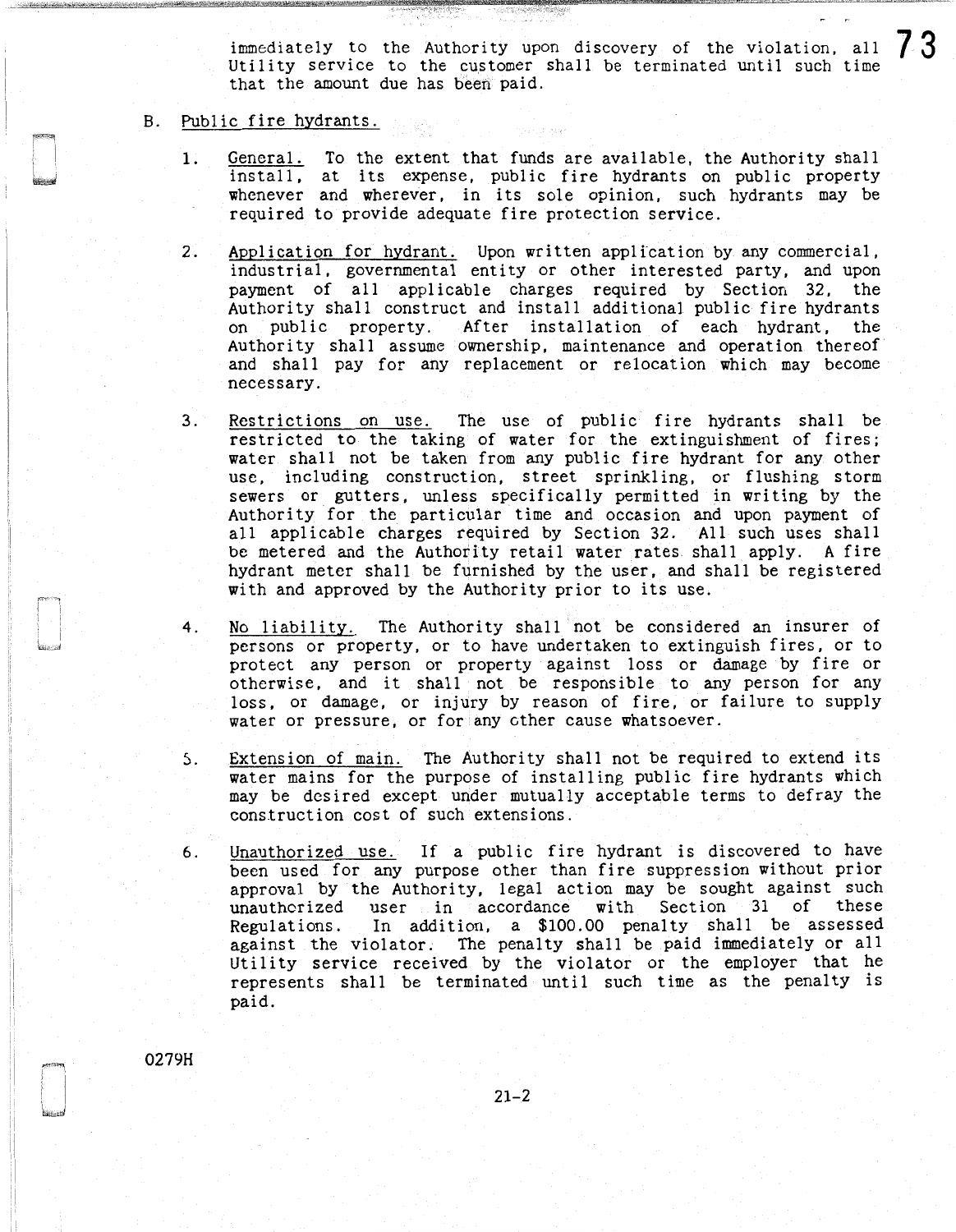immediately to the Authority upon discovery of the violation, all Utility service to the customer shall be terminated until such time that the amount due has been paid.

B. Public fire hydrants.

1. General. To the extent that funds are available, the Authority shall install, at its expense, public fire hydrants on public property whenever and wherever, in its sole opinion, such hydrants may be required to provide adequate fire protection service.

2. Application for hydrant. Upon written application by any commercial, industrial, governmental entity or other interested party, and upon payment of all applicable charges required by Section 32, the Authority shall construct and install additional public fire hydrants on public property. After installation of each hydrant, the Authority shall assume ownership, maintenance and operation thereof and shall pay for any replacement or relocation which may become necessary.

3. Restrictions on use. The use of public fire hydrants shall be restricted to the taking of water for the extinguishment of fires; water shall not be taken from any public fire hydrant for any other use, including construction, street sprinkling, or flushing storm sewers or gutters, unless specifically permitted in writing by the Authority for the particular time and occasion and upon payment of all applicable charges required by Section 32. All such uses shall be metered and the Authority retail water rates shall apply. A fire hydrant meter shall be furnished by the user, and shall be registered with and approved by the Authority prior to its use.

4. No liability. The Authority shall not be considered an insurer of persons or property, or to have undertaken to extinguish fires, or to protect any person or property against loss or damage by fire or otherwise, and it shall not be responsible to any person for any loss, or damage, or injury by reason of fire, or failure to supply water or pressure, or for any other cause whatsoever.

5. Extension of main. The Authority shall not be required to extend its water mains for the purpose of installing public fire hydrants which may be desired except under mutually acceptable terms to defray the construction cost of such extensions.

6. Unauthorized use. If a public fire hydrant is discovered to have been used for any purpose other than fire suppression without prior approval by the Authority, legal action may be sought against such unauthorized user in accordance with Section 31 of these Regulations. In addition, a $100.00 penalty shall be assessed against the violator. The penalty shall be paid immediately or all Utility service received by the violator or the employer that he represents shall be terminated until such time as the penalty is paid.

0279H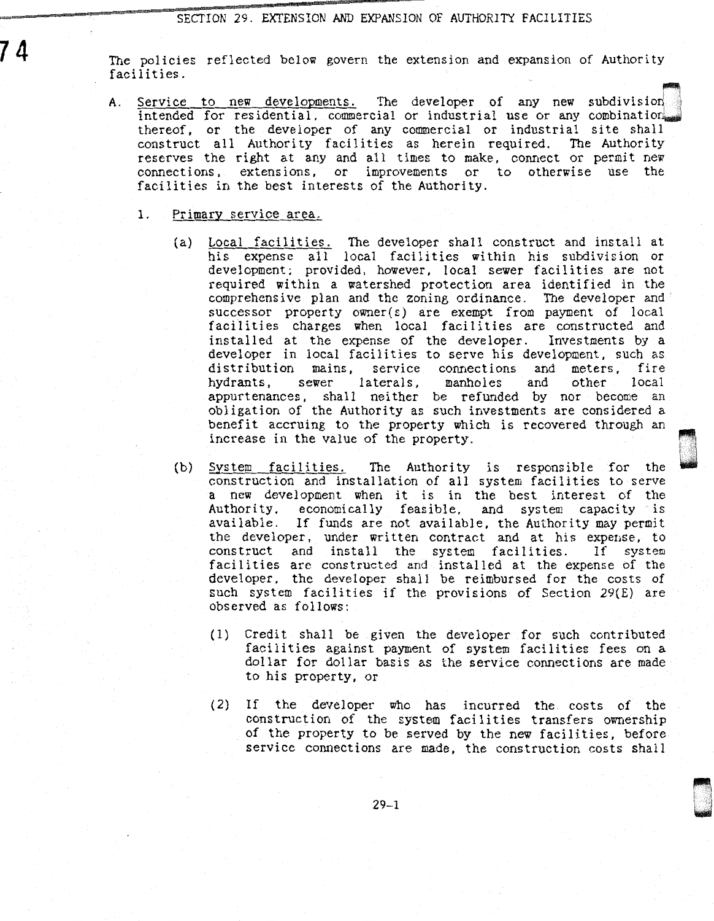## SECTION 29. EXTENSION AND EXPANSION OF AUTHORITY FACILITIES

The policies reflected below govern the extension and expansion of Authority facilities.

A. Service to new developments. The developer of any new subdivision intended for residential, commercial or industrial use or any combination thereof, or the developer of any commercial or industrial site shall construct all Authority facilities as herein required. The Authority reserves the right at any and all times to make, connect or permit new connections, extensions, or improvements or to otherwise use the facilities in the best interests of the Authority.

   1. Primary service area.

      (a) Local facilities. The developer shall construct and install at his expense all local facilities within his subdivision or development; provided, however, local sewer facilities are not required within a watershed protection area identified in the comprehensive plan and the zoning ordinance. The developer and successor property owner(s) are exempt from payment of local facilities charges when local facilities are constructed and installed at the expense of the developer. Investments by a developer in local facilities to serve his development, such as distribution mains, service connections and meters, fire hydrants, sewer laterals, manholes and other local appurtenances, shall neither be refunded by nor become an obligation of the Authority as such investments are considered a benefit accruing to the property which is recovered through an increase in the value of the property.

      (b) System facilities. The Authority is responsible for the construction and installation of all system facilities to serve a new development when it is in the best interest of the Authority, economically feasible, and system capacity is available. If funds are not available, the Authority may permit the developer, under written contract and at his expense, to construct and install the system facilities. If system facilities are constructed and installed at the expense of the developer, the developer shall be reimbursed for the costs of such system facilities if the provisions of Section 29(E) are observed as follows:

         (1) Credit shall be given the developer for such contributed facilities against payment of system facilities fees on a dollar for dollar basis as the service connections are made to his property, or

         (2) If the developer who has incurred the costs of the construction of the system facilities transfers ownership of the property to be served by the new facilities, before service connections are made, the construction costs shall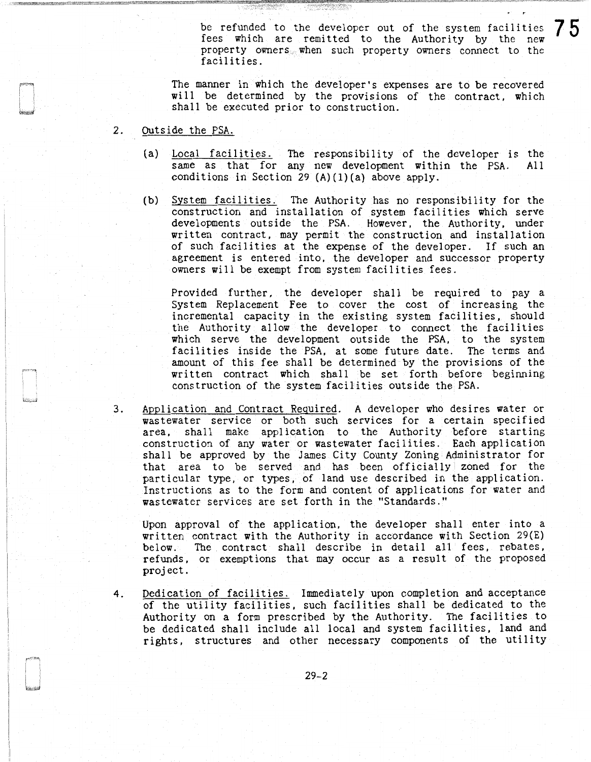be refunded to the developer out of the system facilities fees which are remitted to the Authority by the new property owners when such property owners connect to the facilities.

The manner in which the developer's expenses are to be recovered will be determined by the provisions of the contract, which shall be executed prior to construction.

2. <u>Outside the PSA.</u>

   (a) <u>Local facilities.</u> The responsibility of the developer is the same as that for any new development within the PSA. All conditions in Section 29 (A)(1)(a) above apply.

   (b) <u>System facilities.</u> The Authority has no responsibility for the construction and installation of system facilities which serve developments outside the PSA. However, the Authority, under written contract, may permit the construction and installation of such facilities at the expense of the developer. If such an agreement is entered into, the developer and successor property owners will be exempt from system facilities fees.

   Provided further, the developer shall be required to pay a System Replacement Fee to cover the cost of increasing the incremental capacity in the existing system facilities, should the Authority allow the developer to connect the facilities which serve the development outside the PSA, to the system facilities inside the PSA, at some future date. The terms and amount of this fee shall be determined by the provisions of the written contract which shall be set forth before beginning construction of the system facilities outside the PSA.

3. <u>Application and Contract Required</u>. A developer who desires water or wastewater service or both such services for a certain specified area, shall make application to the Authority before starting construction of any water or wastewater facilities. Each application shall be approved by the James City County Zoning Administrator for that area to be served and has been officially zoned for the particular type, or types, of land use described in the application. Instructions as to the form and content of applications for water and wastewater services are set forth in the "Standards."

   Upon approval of the application, the developer shall enter into a written contract with the Authority in accordance with Section 29(E) below. The contract shall describe in detail all fees, rebates, refunds, or exemptions that may occur as a result of the proposed project.

4. <u>Dedication of facilities.</u> Immediately upon completion and acceptance of the utility facilities, such facilities shall be dedicated to the Authority on a form prescribed by the Authority. The facilities to be dedicated shall include all local and system facilities, land and rights, structures and other necessary components of the utility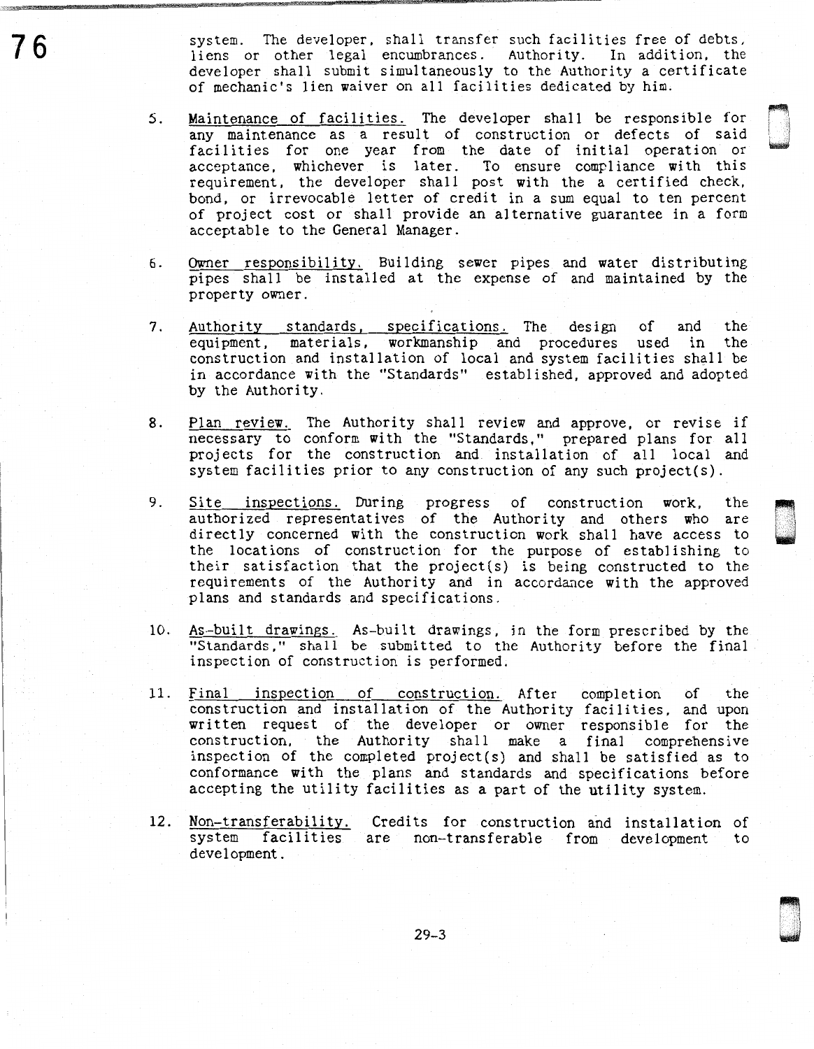system. The developer, shall transfer such facilities free of debts, liens or other legal encumbrances. Authority. In addition, the developer shall submit simultaneously to the Authority a certificate of mechanic's lien waiver on all facilities dedicated by him.

5. Maintenance of facilities. The developer shall be responsible for any maintenance as a result of construction or defects of said facilities for one year from the date of initial operation or acceptance, whichever is later. To ensure compliance with this requirement, the developer shall post with the a certified check, bond, or irrevocable letter of credit in a sum equal to ten percent of project cost or shall provide an alternative guarantee in a form acceptable to the General Manager.

6. Owner responsibility. Building sewer pipes and water distributing pipes shall be installed at the expense of and maintained by the property owner.

7. Authority standards, specifications. The design of and the equipment, materials, workmanship and procedures used in the construction and installation of local and system facilities shall be in accordance with the "Standards" established, approved and adopted by the Authority.

8. Plan review. The Authority shall review and approve, or revise if necessary to conform with the "Standards," prepared plans for all projects for the construction and installation of all local and system facilities prior to any construction of any such project(s).

9. Site inspections. During progress of construction work, the authorized representatives of the Authority and others who are directly concerned with the construction work shall have access to the locations of construction for the purpose of establishing to their satisfaction that the project(s) is being constructed to the requirements of the Authority and in accordance with the approved plans and standards and specifications.

10. As-built drawings. As-built drawings, in the form prescribed by the "Standards," shall be submitted to the Authority before the final inspection of construction is performed.

11. Final inspection of construction. After completion of the construction and installation of the Authority facilities, and upon written request of the developer or owner responsible for the construction, the Authority shall make a final comprehensive inspection of the completed project(s) and shall be satisfied as to conformance with the plans and standards and specifications before accepting the utility facilities as a part of the utility system.

12. Non-transferability. Credits for construction and installation of system facilities are non-transferable from development to development.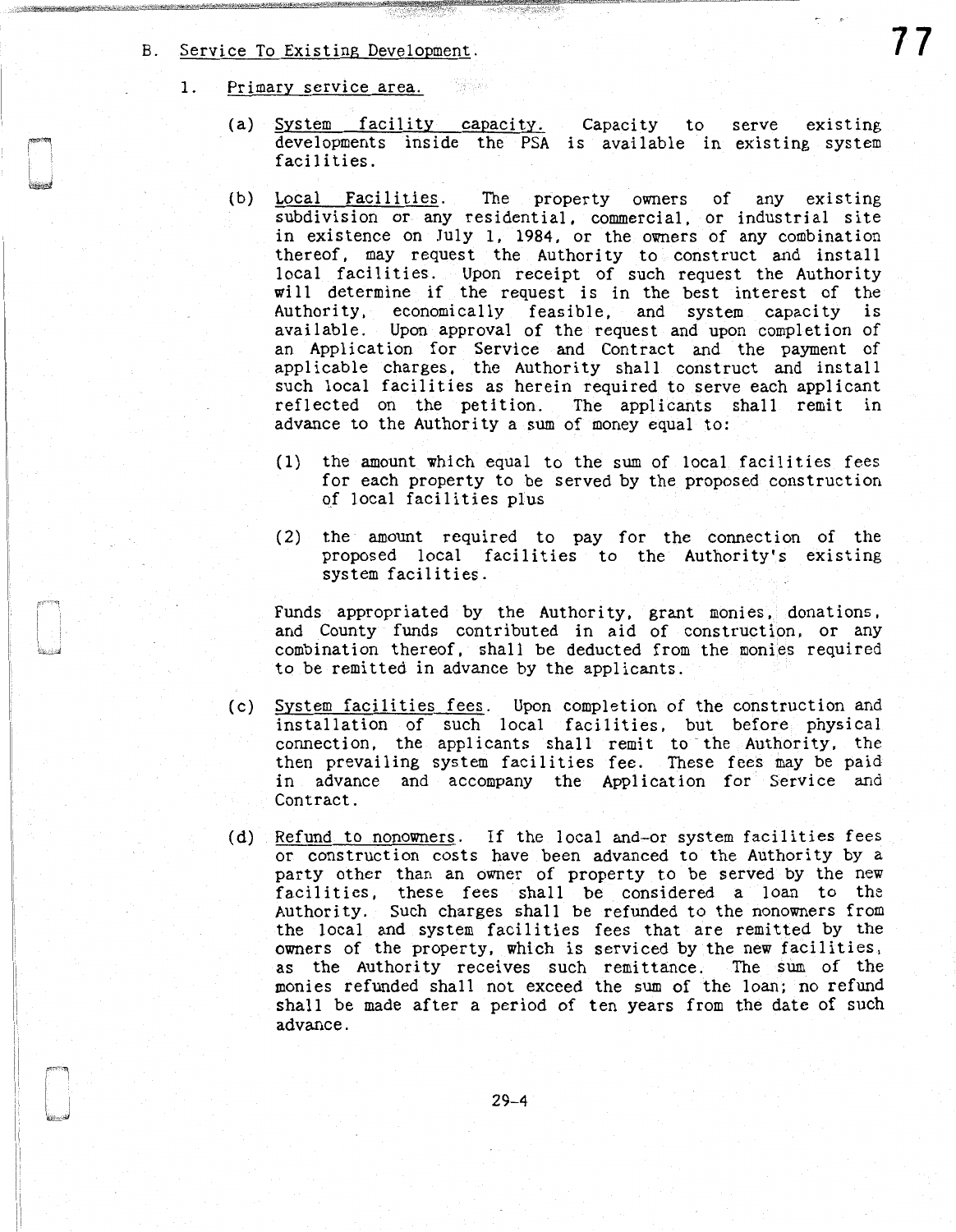B. <u>Service To Existing Development</u>.

1. <u>Primary service area</u>.

(a) <u>System facility capacity</u>. Capacity to serve existing developments inside the PSA is available in existing system facilities.

(b) <u>Local Facilities</u>. The property owners of any existing subdivision or any residential, commercial, or industrial site in existence on July 1, 1984, or the owners of any combination thereof, may request the Authority to construct and install local facilities. Upon receipt of such request the Authority will determine if the request is in the best interest of the Authority, economically feasible, and system capacity is available. Upon approval of the request and upon completion of an Application for Service and Contract and the payment of applicable charges, the Authority shall construct and install such local facilities as herein required to serve each applicant reflected on the petition. The applicants shall remit in advance to the Authority a sum of money equal to:

(1) the amount which equal to the sum of local facilities fees for each property to be served by the proposed construction of local facilities plus

(2) the amount required to pay for the connection of the proposed local facilities to the Authority's existing system facilities.

Funds appropriated by the Authority, grant monies, donations, and County funds contributed in aid of construction, or any combination thereof, shall be deducted from the monies required to be remitted in advance by the applicants.

(c) <u>System facilities fees</u>. Upon completion of the construction and installation of such local facilities, but before physical connection, the applicants shall remit to the Authority, the then prevailing system facilities fee. These fees may be paid in advance and accompany the Application for Service and Contract.

(d) <u>Refund to nonowners</u>. If the local and-or system facilities fees or construction costs have been advanced to the Authority by a party other than an owner of property to be served by the new facilities, these fees shall be considered a loan to the Authority. Such charges shall be refunded to the nonowners from the local and system facilities fees that are remitted by the owners of the property, which is serviced by the new facilities, as the Authority receives such remittance. The sum of the monies refunded shall not exceed the sum of the loan; no refund shall be made after a period of ten years from the date of such advance.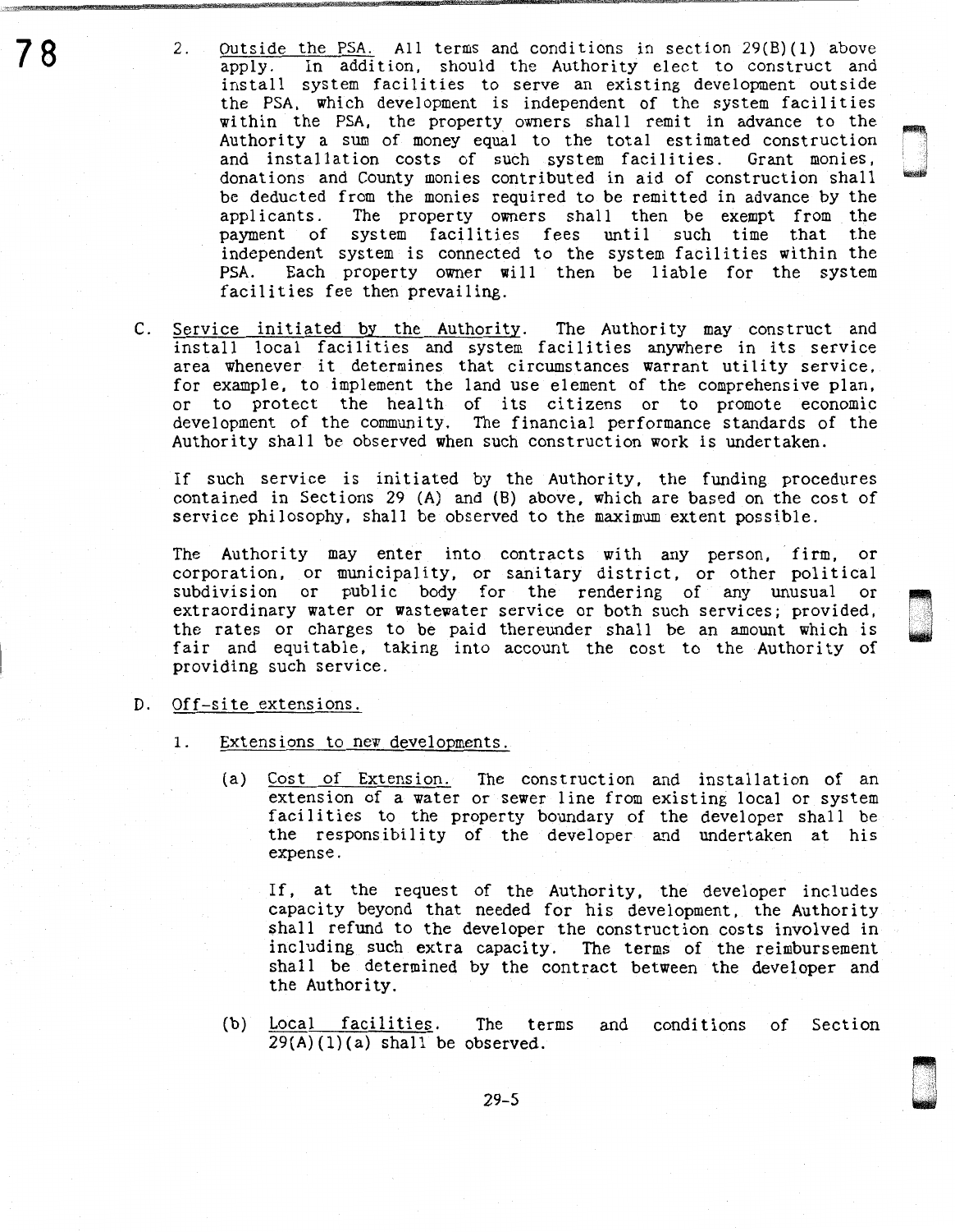2. Outside the PSA. All terms and conditions in section 29(B)(1) above apply. In addition, should the Authority elect to construct and install system facilities to serve an existing development outside the PSA, which development is independent of the system facilities within the PSA, the property owners shall remit in advance to the Authority a sum of money equal to the total estimated construction and installation costs of such system facilities. Grant monies, donations and County monies contributed in aid of construction shall be deducted from the monies required to be remitted in advance by the applicants. The property owners shall then be exempt from the payment of system facilities fees until such time that the independent system is connected to the system facilities within the PSA. Each property owner will then be liable for the system facilities fee then prevailing.

C. Service initiated by the Authority. The Authority may construct and install local facilities and system facilities anywhere in its service area whenever it determines that circumstances warrant utility service, for example, to implement the land use element of the comprehensive plan, or to protect the health of its citizens or to promote economic development of the community. The financial performance standards of the Authority shall be observed when such construction work is undertaken.

If such service is initiated by the Authority, the funding procedures contained in Sections 29 (A) and (B) above, which are based on the cost of service philosophy, shall be observed to the maximum extent possible.

The Authority may enter into contracts with any person, firm, or corporation, or municipality, or sanitary district, or other political subdivision or public body for the rendering of any unusual or extraordinary water or wastewater service or both such services; provided, the rates or charges to be paid thereunder shall be an amount which is fair and equitable, taking into account the cost to the Authority of providing such service.

D. Off-site extensions.

1. Extensions to new developments.

(a) Cost of Extension. The construction and installation of an extension of a water or sewer line from existing local or system facilities to the property boundary of the developer shall be the responsibility of the developer and undertaken at his expense.

If, at the request of the Authority, the developer includes capacity beyond that needed for his development, the Authority shall refund to the developer the construction costs involved in including such extra capacity. The terms of the reimbursement shall be determined by the contract between the developer and the Authority.

(b) Local facilities. The terms and conditions of Section 29(A)(1)(a) shall be observed.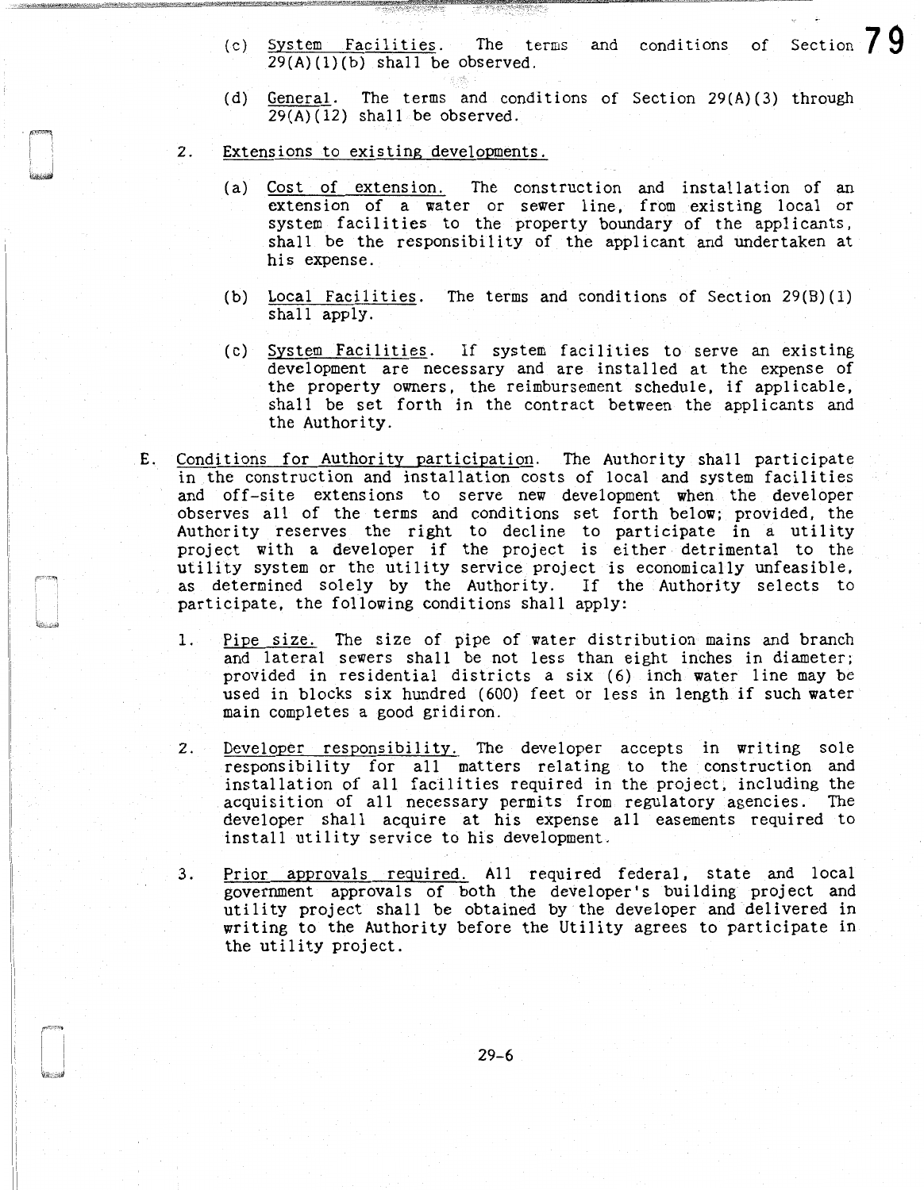(c) System Facilities. The terms and conditions of Section 29(A)(1)(b) shall be observed.

(d) General. The terms and conditions of Section 29(A)(3) through 29(A)(12) shall be observed.

2. Extensions to existing developments.

(a) Cost of extension. The construction and installation of an extension of a water or sewer line, from existing local or system facilities to the property boundary of the applicants, shall be the responsibility of the applicant and undertaken at his expense.

(b) Local Facilities. The terms and conditions of Section 29(B)(1) shall apply.

(c) System Facilities. If system facilities to serve an existing development are necessary and are installed at the expense of the property owners, the reimbursement schedule, if applicable, shall be set forth in the contract between the applicants and the Authority.

E. Conditions for Authority participation. The Authority shall participate in the construction and installation costs of local and system facilities and off-site extensions to serve new development when the developer observes all of the terms and conditions set forth below; provided, the Authority reserves the right to decline to participate in a utility project with a developer if the project is either detrimental to the utility system or the utility service project is economically unfeasible, as determined solely by the Authority. If the Authority selects to participate, the following conditions shall apply:

1. Pipe size. The size of pipe of water distribution mains and branch and lateral sewers shall be not less than eight inches in diameter; provided in residential districts a six (6) inch water line may be used in blocks six hundred (600) feet or less in length if such water main completes a good gridiron.

2. Developer responsibility. The developer accepts in writing sole responsibility for all matters relating to the construction and installation of all facilities required in the project, including the acquisition of all necessary permits from regulatory agencies. The developer shall acquire at his expense all easements required to install utility service to his development.

3. Prior approvals required. All required federal, state and local government approvals of both the developer's building project and utility project shall be obtained by the developer and delivered in writing to the Authority before the Utility agrees to participate in the utility project.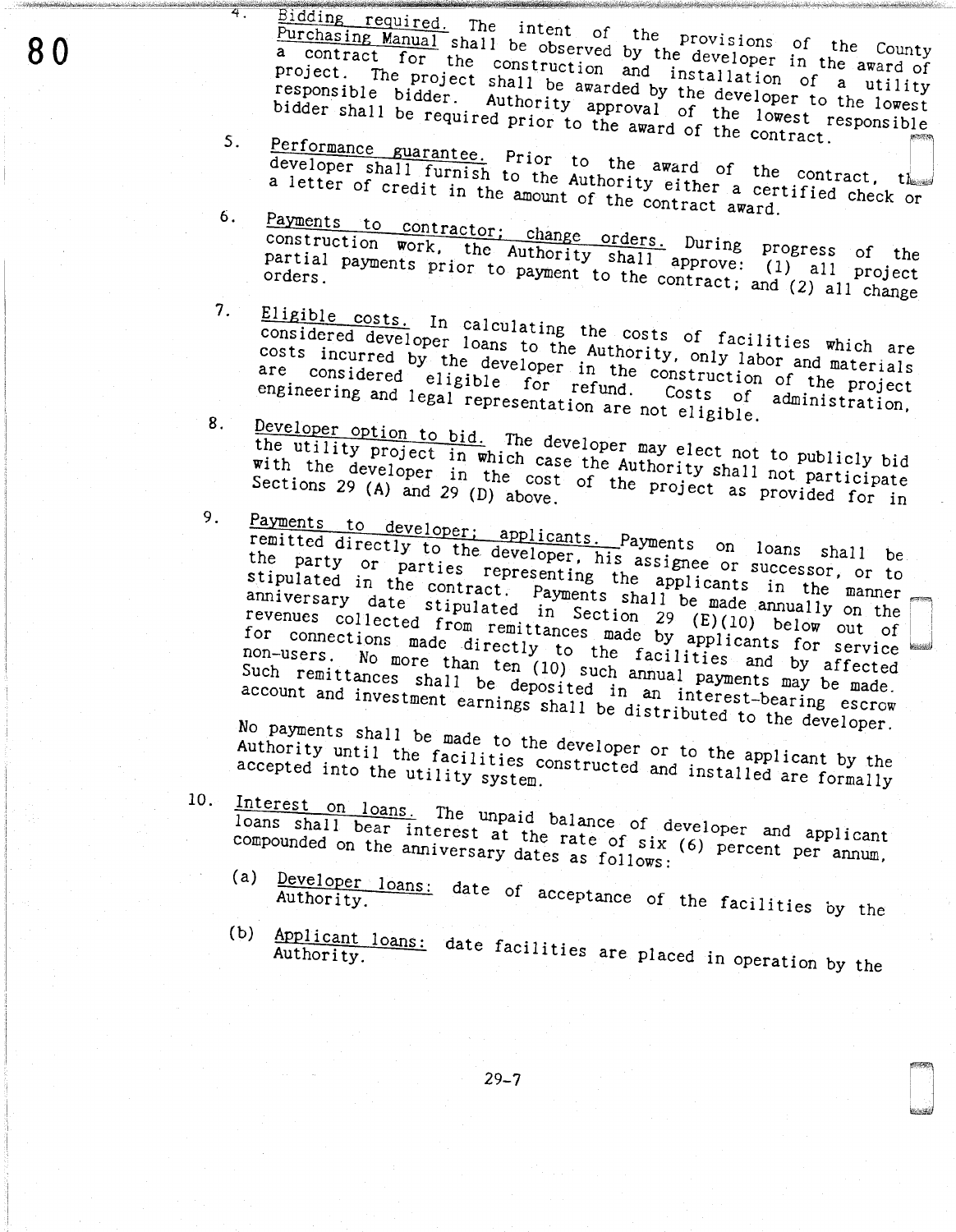4. Bidding required. The intent of the provisions of the County Purchasing Manual shall be observed by the developer in the award of a contract for the construction and installation of a utility project. The project shall be awarded by the developer to the lowest responsible bidder. Authority approval of the lowest responsible bidder shall be required prior to the award of the contract.

5. Performance guarantee. Prior to the award of the contract, the developer shall furnish to the Authority either a certified check or a letter of credit in the amount of the contract award.

6. Payments to contractor; change orders. During progress of the construction work, the Authority shall approve: (1) all project partial payments prior to payment to the contract; and (2) all change orders.

7. Eligible costs. In calculating the costs of facilities which are considered developer loans to the Authority, only labor and materials costs incurred by the developer in the construction of the project are considered eligible for refund. Costs of administration, engineering and legal representation are not eligible.

8. Developer option to bid. The developer may elect not to publicly bid the utility project in which case the Authority shall not participate with the developer in the cost of the project as provided for in Sections 29 (A) and 29 (D) above.

9. Payments to developer; applicants. Payments on loans shall be remitted directly to the developer, his assignee or successor, or to the party or parties representing the applicants in the manner stipulated in the contract. Payments shall be made annually on the anniversary date stipulated in Section 29 (E)(10) below out of revenues collected from remittances made by applicants for service for connections made directly to the facilities and by affected non-users. No more than ten (10) such annual payments may be made. Such remittances shall be deposited in an interest-bearing escrow account and investment earnings shall be distributed to the developer.

   No payments shall be made to the developer or to the applicant by the Authority until the facilities constructed and installed are formally accepted into the utility system.

10. Interest on loans. The unpaid balance of developer and applicant loans shall bear interest at the rate of six (6) percent per annum, compounded on the anniversary dates as follows:

    (a) Developer loans: date of acceptance of the facilities by the Authority.

    (b) Applicant loans: date facilities are placed in operation by the Authority.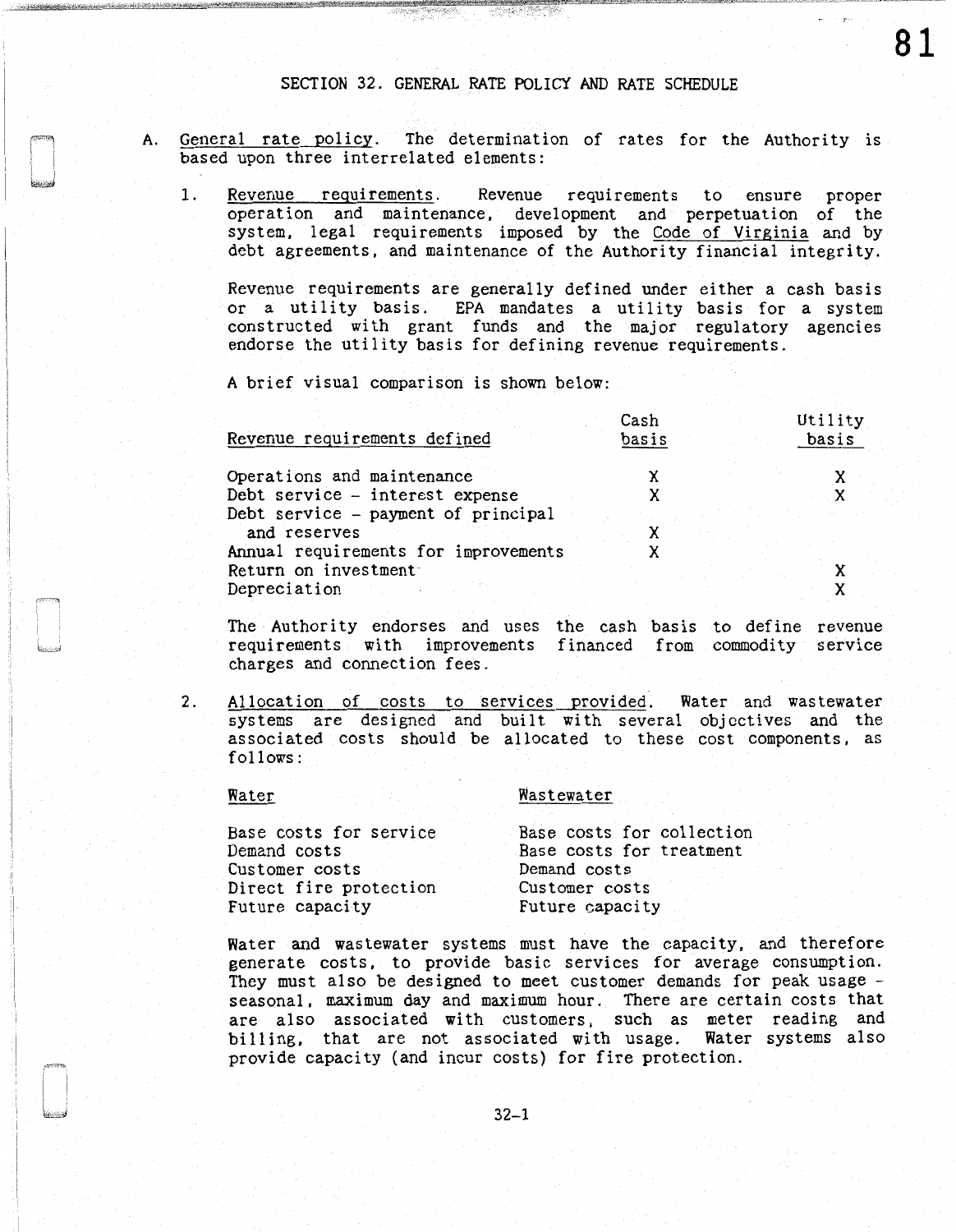## SECTION 32. GENERAL RATE POLICY AND RATE SCHEDULE

A. General rate policy. The determination of rates for the Authority is based upon three interrelated elements:

1. Revenue requirements. Revenue requirements to ensure proper operation and maintenance, development and perpetuation of the system, legal requirements imposed by the Code of Virginia and by debt agreements, and maintenance of the Authority financial integrity.

   Revenue requirements are generally defined under either a cash basis or a utility basis. EPA mandates a utility basis for a system constructed with grant funds and the major regulatory agencies endorse the utility basis for defining revenue requirements.

   A brief visual comparison is shown below:

| Revenue requirements defined | Cash basis | Utility basis |
|---|---|---|
| Operations and maintenance | X | X |
| Debt service - interest expense | X | X |
| Debt service - payment of principal and reserves | X | |
| Annual requirements for improvements | X | |
| Return on investment | | X |
| Depreciation | | X |

   The Authority endorses and uses the cash basis to define revenue requirements with improvements financed from commodity service charges and connection fees.

2. Allocation of costs to services provided. Water and wastewater systems are designed and built with several objectives and the associated costs should be allocated to these cost components, as follows:

| Water | Wastewater |
|---|---|
| Base costs for service | Base costs for collection |
| Demand costs | Base costs for treatment |
| Customer costs | Demand costs |
| Direct fire protection | Customer costs |
| Future capacity | Future capacity |

   Water and wastewater systems must have the capacity, and therefore generate costs, to provide basic services for average consumption. They must also be designed to meet customer demands for peak usage - seasonal, maximum day and maximum hour. There are certain costs that are also associated with customers, such as meter reading and billing, that are not associated with usage. Water systems also provide capacity (and incur costs) for fire protection.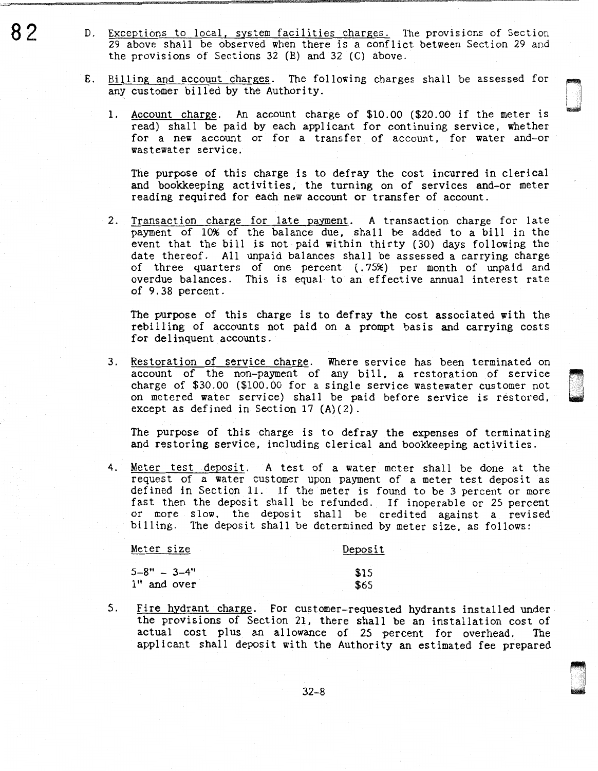D. Exceptions to local, system facilities charges. The provisions of Section 29 above shall be observed when there is a conflict between Section 29 and the provisions of Sections 32 (B) and 32 (C) above.

E. Billing and account charges. The following charges shall be assessed for any customer billed by the Authority.

1. Account charge. An account charge of $10.00 ($20.00 if the meter is read) shall be paid by each applicant for continuing service, whether for a new account or for a transfer of account, for water and-or wastewater service.

   The purpose of this charge is to defray the cost incurred in clerical and bookkeeping activities, the turning on of services and-or meter reading required for each new account or transfer of account.

2. Transaction charge for late payment. A transaction charge for late payment of 10% of the balance due, shall be added to a bill in the event that the bill is not paid within thirty (30) days following the date thereof. All unpaid balances shall be assessed a carrying charge of three quarters of one percent (.75%) per month of unpaid and overdue balances. This is equal to an effective annual interest rate of 9.38 percent.

   The purpose of this charge is to defray the cost associated with the rebilling of accounts not paid on a prompt basis and carrying costs for delinquent accounts.

3. Restoration of service charge. Where service has been terminated on account of the non-payment of any bill, a restoration of service charge of $30.00 ($100.00 for a single service wastewater customer not on metered water service) shall be paid before service is restored, except as defined in Section 17 (A)(2).

   The purpose of this charge is to defray the expenses of terminating and restoring service, including clerical and bookkeeping activities.

4. Meter test deposit. A test of a water meter shall be done at the request of a water customer upon payment of a meter test deposit as defined in Section 11. If the meter is found to be 3 percent or more fast then the deposit shall be refunded. If inoperable or 25 percent or more slow, the deposit shall be credited against a revised billing. The deposit shall be determined by meter size, as follows:

| Meter size | Deposit |
|---|---|
| 5-8" - 3-4" | $15 |
| 1" and over | $65 |

5. Fire hydrant charge. For customer-requested hydrants installed under the provisions of Section 21, there shall be an installation cost of actual cost plus an allowance of 25 percent for overhead. The applicant shall deposit with the Authority an estimated fee prepared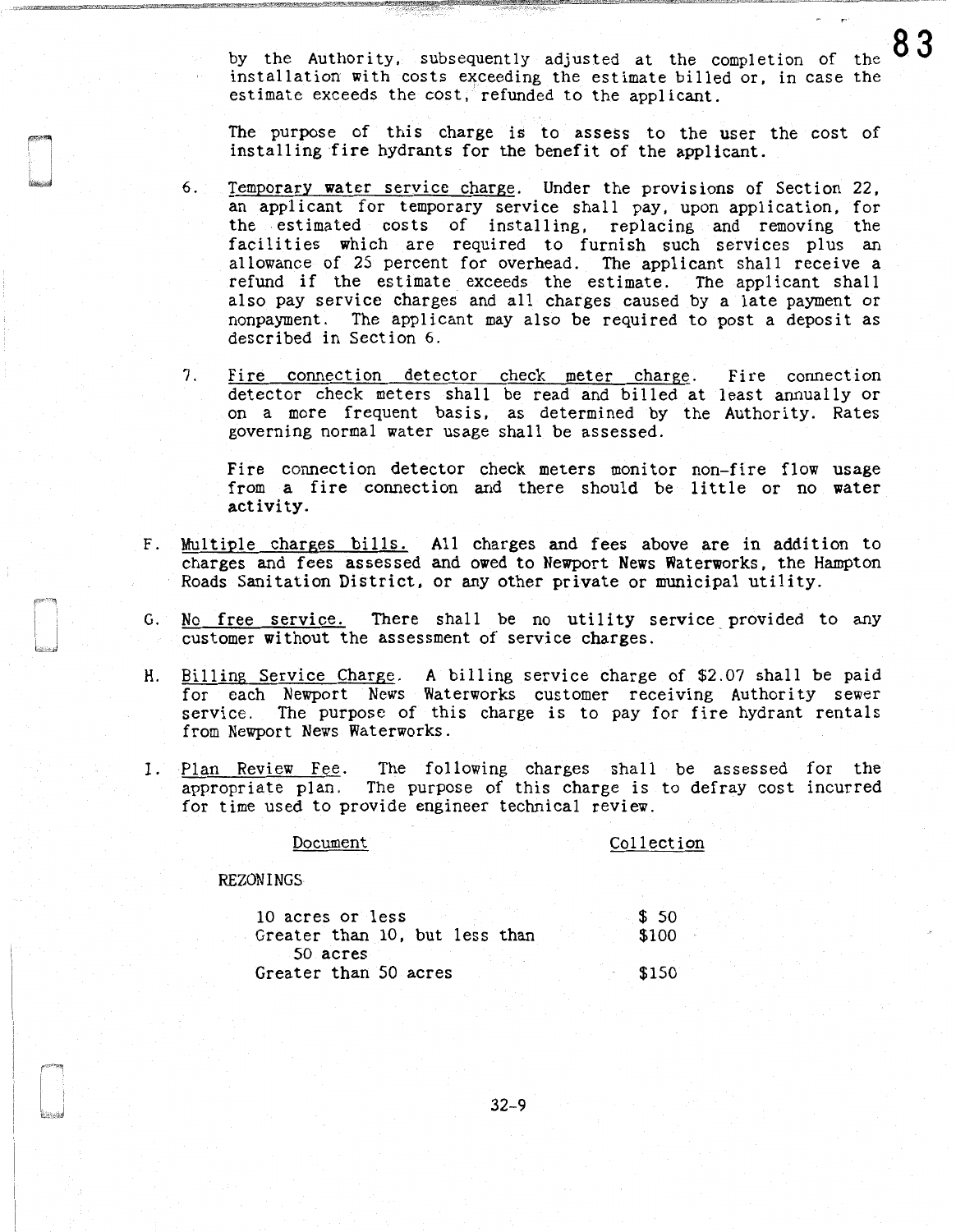by the Authority, subsequently adjusted at the completion of the installation with costs exceeding the estimate billed or, in case the estimate exceeds the cost, refunded to the applicant.

The purpose of this charge is to assess to the user the cost of installing fire hydrants for the benefit of the applicant.

6. Temporary water service charge. Under the provisions of Section 22, an applicant for temporary service shall pay, upon application, for the estimated costs of installing, replacing and removing the facilities which are required to furnish such services plus an allowance of 25 percent for overhead. The applicant shall receive a refund if the estimate exceeds the estimate. The applicant shall also pay service charges and all charges caused by a late payment or nonpayment. The applicant may also be required to post a deposit as described in Section 6.

7. Fire connection detector check meter charge. Fire connection detector check meters shall be read and billed at least annually or on a more frequent basis, as determined by the Authority. Rates governing normal water usage shall be assessed.

   Fire connection detector check meters monitor non-fire flow usage from a fire connection and there should be little or no water activity.

F. Multiple charges bills. All charges and fees above are in addition to charges and fees assessed and owed to Newport News Waterworks, the Hampton Roads Sanitation District, or any other private or municipal utility.

G. No free service. There shall be no utility service provided to any customer without the assessment of service charges.

H. Billing Service Charge. A billing service charge of $2.07 shall be paid for each Newport News Waterworks customer receiving Authority sewer service. The purpose of this charge is to pay for fire hydrant rentals from Newport News Waterworks.

I. Plan Review Fee. The following charges shall be assessed for the appropriate plan. The purpose of this charge is to defray cost incurred for time used to provide engineer technical review.

| Document | Collection |
|---|---|
| REZONINGS | |
| 10 acres or less | $ 50 |
| Greater than 10, but less than 50 acres | $100 |
| Greater than 50 acres | $150 |